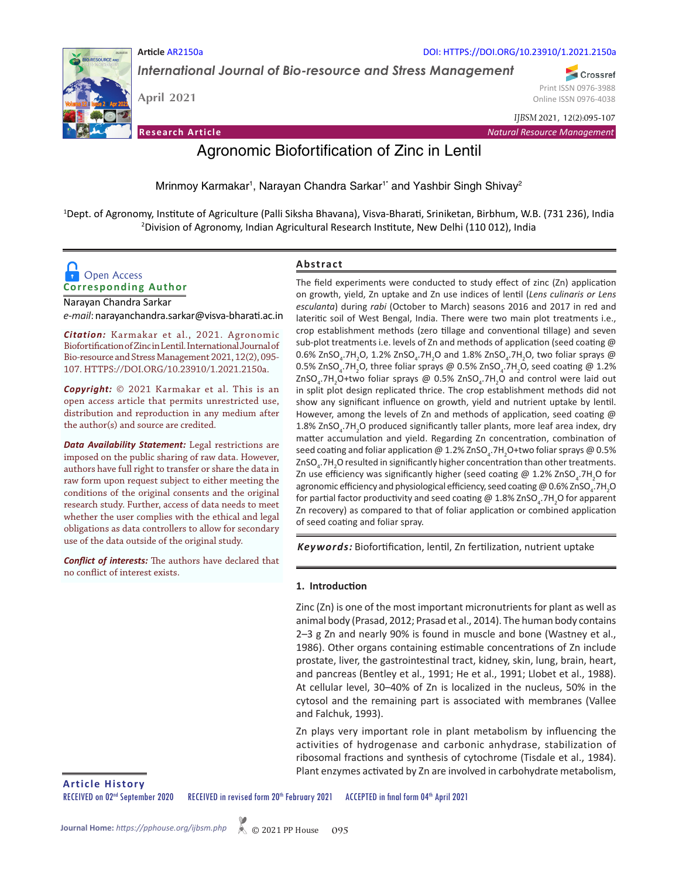Article AR2150a

DOI: HTTPS://DOI.ORG/10.23910/1.2021.2150a

*International Journal of Bio-resource and Stress Management*

April 2021

Print ISSN 0976-3988
Online ISSN 0976-4038

*IJBSM* 2021, 12(2):095-107

**Research Article** *Natural Resource Management*

# Agronomic Biofortification of Zinc in Lentil

Mrinmoy Karmakar[1], Narayan Chandra Sarkar[1*] and Yashbir Singh Shivay[2]

[1]Dept. of Agronomy, Institute of Agriculture (Palli Siksha Bhavana), Visva-Bharati, Sriniketan, Birbhum, W.B. (731 236), India
[2]Division of Agronomy, Indian Agricultural Research Institute, New Delhi (110 012), India

Open Access

**Corresponding Author**

Narayan Chandra Sarkar

*e-mail*: narayanchandra.sarkar@visva-bharati.ac.in

***Citation:*** Karmakar et al., 2021. Agronomic Biofortification of Zinc in Lentil. International Journal of Bio-resource and Stress Management 2021, 12(2), 095-107. HTTPS://DOI.ORG/10.23910/1.2021.2150a.

***Copyright:*** © 2021 Karmakar et al. This is an open access article that permits unrestricted use, distribution and reproduction in any medium after the author(s) and source are credited.

***Data Availability Statement:*** Legal restrictions are imposed on the public sharing of raw data. However, authors have full right to transfer or share the data in raw form upon request subject to either meeting the conditions of the original consents and the original research study. Further, access of data needs to meet whether the user complies with the ethical and legal obligations as data controllers to allow for secondary use of the data outside of the original study.

***Conflict of interests:*** The authors have declared that no conflict of interest exists.

## Abstract

The field experiments were conducted to study effect of zinc (Zn) application on growth, yield, Zn uptake and Zn use indices of lentil (*Lens culinaris or Lens esculanta*) during *rabi* (October to March) seasons 2016 and 2017 in red and lateritic soil of West Bengal, India. There were two main plot treatments i.e., crop establishment methods (zero tillage and conventional tillage) and seven sub-plot treatments i.e. levels of Zn and methods of application (seed coating @ 0.6% $ZnSO_4.7H_2O$, 1.2% $ZnSO_4.7H_2O$ and 1.8% $ZnSO_4.7H_2O$, two foliar sprays @ 0.5% $ZnSO_4.7H_2O$, three foliar sprays @ 0.5% $ZnSO_4.7H_2O$, seed coating @ 1.2% $ZnSO_4.7H_2O$+two foliar sprays @ 0.5% $ZnSO_4.7H_2O$ and control were laid out in split plot design replicated thrice. The crop establishment methods did not show any significant influence on growth, yield and nutrient uptake by lentil. However, among the levels of Zn and methods of application, seed coating @ 1.8% $ZnSO_4.7H_2O$ produced significantly taller plants, more leaf area index, dry matter accumulation and yield. Regarding Zn concentration, combination of seed coating and foliar application @ 1.2% $ZnSO_4.7H_2O$+two foliar sprays @ 0.5% $ZnSO_4.7H_2O$ resulted in significantly higher concentration than other treatments. Zn use efficiency was significantly higher (seed coating @ 1.2% $ZnSO_4.7H_2O$ for agronomic efficiency and physiological efficiency, seed coating @ 0.6% $ZnSO_4.7H_2O$ for partial factor productivity and seed coating @ 1.8% $ZnSO_4.7H_2O$ for apparent Zn recovery) as compared to that of foliar application or combined application of seed coating and foliar spray.

***Keywords:*** Biofortification, lentil, Zn fertilization, nutrient uptake

## 1. Introduction

Zinc (Zn) is one of the most important micronutrients for plant as well as animal body (Prasad, 2012; Prasad et al., 2014). The human body contains 2–3 g Zn and nearly 90% is found in muscle and bone (Wastney et al., 1986). Other organs containing estimable concentrations of Zn include prostate, liver, the gastrointestinal tract, kidney, skin, lung, brain, heart, and pancreas (Bentley et al., 1991; He et al., 1991; Llobet et al., 1988). At cellular level, 30–40% of Zn is localized in the nucleus, 50% in the cytosol and the remaining part is associated with membranes (Vallee and Falchuk, 1993).

Zn plays very important role in plant metabolism by influencing the activities of hydrogenase and carbonic anhydrase, stabilization of ribosomal fractions and synthesis of cytochrome (Tisdale et al., 1984). Plant enzymes activated by Zn are involved in carbohydrate metabolism,

**Article History**

RECEIVED on 02[nd] September 2020 RECEIVED in revised form 20[th] February 2021 ACCEPTED in final form 04[th] April 2021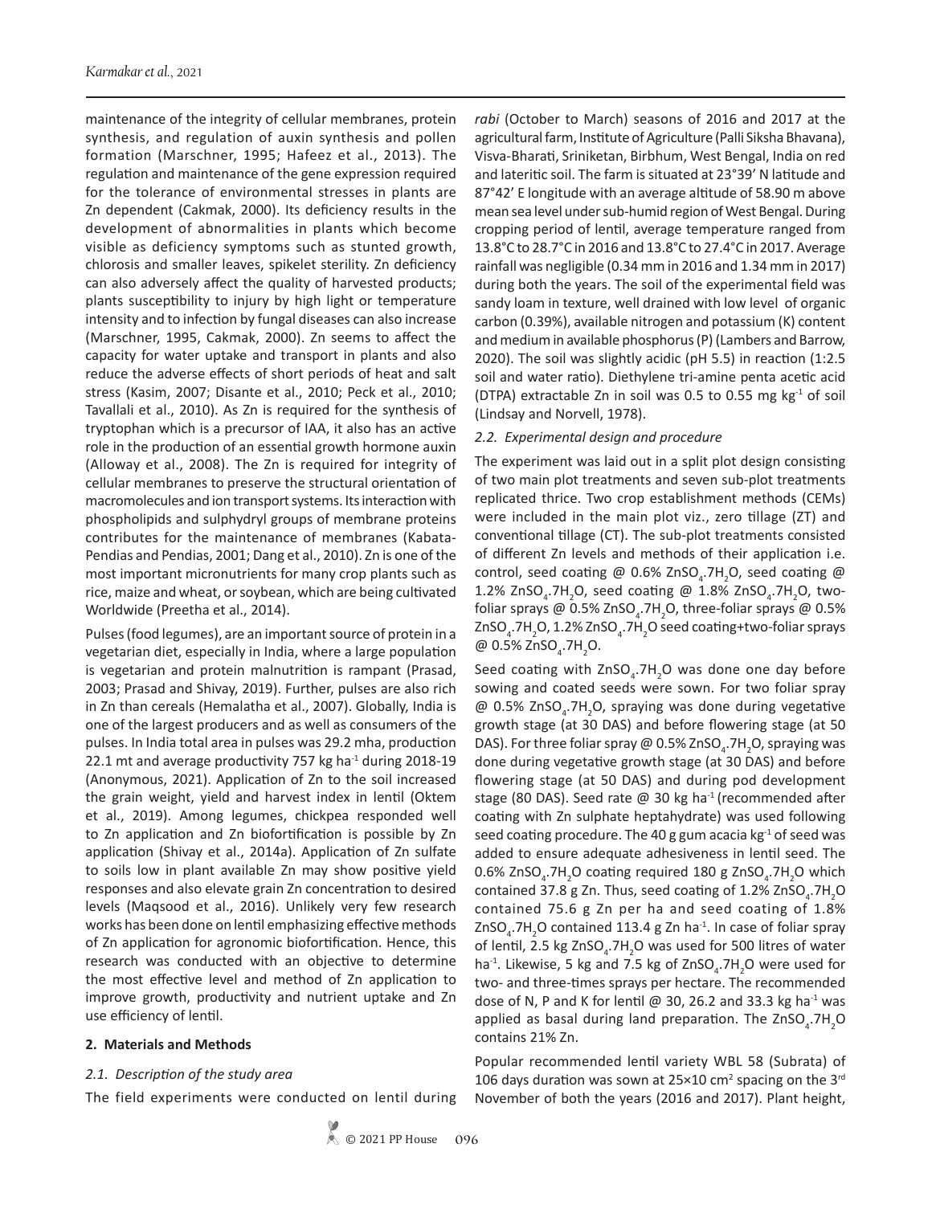maintenance of the integrity of cellular membranes, protein synthesis, and regulation of auxin synthesis and pollen formation (Marschner, 1995; Hafeez et al., 2013). The regulation and maintenance of the gene expression required for the tolerance of environmental stresses in plants are Zn dependent (Cakmak, 2000). Its deficiency results in the development of abnormalities in plants which become visible as deficiency symptoms such as stunted growth, chlorosis and smaller leaves, spikelet sterility. Zn deficiency can also adversely affect the quality of harvested products; plants susceptibility to injury by high light or temperature intensity and to infection by fungal diseases can also increase (Marschner, 1995, Cakmak, 2000). Zn seems to affect the capacity for water uptake and transport in plants and also reduce the adverse effects of short periods of heat and salt stress (Kasim, 2007; Disante et al., 2010; Peck et al., 2010; Tavallali et al., 2010). As Zn is required for the synthesis of tryptophan which is a precursor of IAA, it also has an active role in the production of an essential growth hormone auxin (Alloway et al., 2008). The Zn is required for integrity of cellular membranes to preserve the structural orientation of macromolecules and ion transport systems. Its interaction with phospholipids and sulphydryl groups of membrane proteins contributes for the maintenance of membranes (Kabata-Pendias and Pendias, 2001; Dang et al., 2010). Zn is one of the most important micronutrients for many crop plants such as rice, maize and wheat, or soybean, which are being cultivated Worldwide (Preetha et al., 2014).

Pulses (food legumes), are an important source of protein in a vegetarian diet, especially in India, where a large population is vegetarian and protein malnutrition is rampant (Prasad, 2003; Prasad and Shivay, 2019). Further, pulses are also rich in Zn than cereals (Hemalatha et al., 2007). Globally, India is one of the largest producers and as well as consumers of the pulses. In India total area in pulses was 29.2 mha, production 22.1 mt and average productivity 757 kg $ha^{-1}$ during 2018-19 (Anonymous, 2021). Application of Zn to the soil increased the grain weight, yield and harvest index in lentil (Oktem et al., 2019). Among legumes, chickpea responded well to Zn application and Zn biofortification is possible by Zn application (Shivay et al., 2014a). Application of Zn sulfate to soils low in plant available Zn may show positive yield responses and also elevate grain Zn concentration to desired levels (Maqsood et al., 2016). Unlikely very few research works has been done on lentil emphasizing effective methods of Zn application for agronomic biofortification. Hence, this research was conducted with an objective to determine the most effective level and method of Zn application to improve growth, productivity and nutrient uptake and Zn use efficiency of lentil.

## 2. Materials and Methods

### *2.1. Description of the study area*

The field experiments were conducted on lentil during *rabi* (October to March) seasons of 2016 and 2017 at the agricultural farm, Institute of Agriculture (Palli Siksha Bhavana), Visva-Bharati, Sriniketan, Birbhum, West Bengal, India on red and lateritic soil. The farm is situated at 23°39′ N latitude and 87°42′ E longitude with an average altitude of 58.90 m above mean sea level under sub-humid region of West Bengal. During cropping period of lentil, average temperature ranged from 13.8°C to 28.7°C in 2016 and 13.8°C to 27.4°C in 2017. Average rainfall was negligible (0.34 mm in 2016 and 1.34 mm in 2017) during both the years. The soil of the experimental field was sandy loam in texture, well drained with low level of organic carbon (0.39%), available nitrogen and potassium (K) content and medium in available phosphorus (P) (Lambers and Barrow, 2020). The soil was slightly acidic (pH 5.5) in reaction (1:2.5 soil and water ratio). Diethylene tri-amine penta acetic acid (DTPA) extractable Zn in soil was 0.5 to 0.55 mg $kg^{-1}$ of soil (Lindsay and Norvell, 1978).

### *2.2. Experimental design and procedure*

The experiment was laid out in a split plot design consisting of two main plot treatments and seven sub-plot treatments replicated thrice. Two crop establishment methods (CEMs) were included in the main plot viz., zero tillage (ZT) and conventional tillage (CT). The sub-plot treatments consisted of different Zn levels and methods of their application i.e. control, seed coating @ 0.6% $ZnSO_4.7H_2O$, seed coating @ 1.2% $ZnSO_4.7H_2O$, seed coating @ 1.8% $ZnSO_4.7H_2O$, two-foliar sprays @ 0.5% $ZnSO_4.7H_2O$, three-foliar sprays @ 0.5% $ZnSO_4.7H_2O$, 1.2% $ZnSO_4.7H_2O$ seed coating+two-foliar sprays @ 0.5% $ZnSO_4.7H_2O$.

Seed coating with $ZnSO_4.7H_2O$ was done one day before sowing and coated seeds were sown. For two foliar spray @ 0.5% $ZnSO_4.7H_2O$, spraying was done during vegetative growth stage (at 30 DAS) and before flowering stage (at 50 DAS). For three foliar spray @ 0.5% $ZnSO_4.7H_2O$, spraying was done during vegetative growth stage (at 30 DAS) and before flowering stage (at 50 DAS) and during pod development stage (80 DAS). Seed rate @ 30 kg $ha^{-1}$ (recommended after coating with Zn sulphate heptahydrate) was used following seed coating procedure. The 40 g gum acacia $kg^{-1}$ of seed was added to ensure adequate adhesiveness in lentil seed. The 0.6% $ZnSO_4.7H_2O$ coating required 180 g $ZnSO_4.7H_2O$ which contained 37.8 g Zn. Thus, seed coating of 1.2% $ZnSO_4.7H_2O$ contained 75.6 g Zn per ha and seed coating of 1.8% $ZnSO_4.7H_2O$ contained 113.4 g Zn $ha^{-1}$. In case of foliar spray of lentil, 2.5 kg $ZnSO_4.7H_2O$ was used for 500 litres of water $ha^{-1}$. Likewise, 5 kg and 7.5 kg of $ZnSO_4.7H_2O$ were used for two- and three-times sprays per hectare. The recommended dose of N, P and K for lentil @ 30, 26.2 and 33.3 kg $ha^{-1}$ was applied as basal during land preparation. The $ZnSO_4.7H_2O$ contains 21% Zn.

Popular recommended lentil variety WBL 58 (Subrata) of 106 days duration was sown at 25×10 $cm^2$ spacing on the 3rd November of both the years (2016 and 2017). Plant height,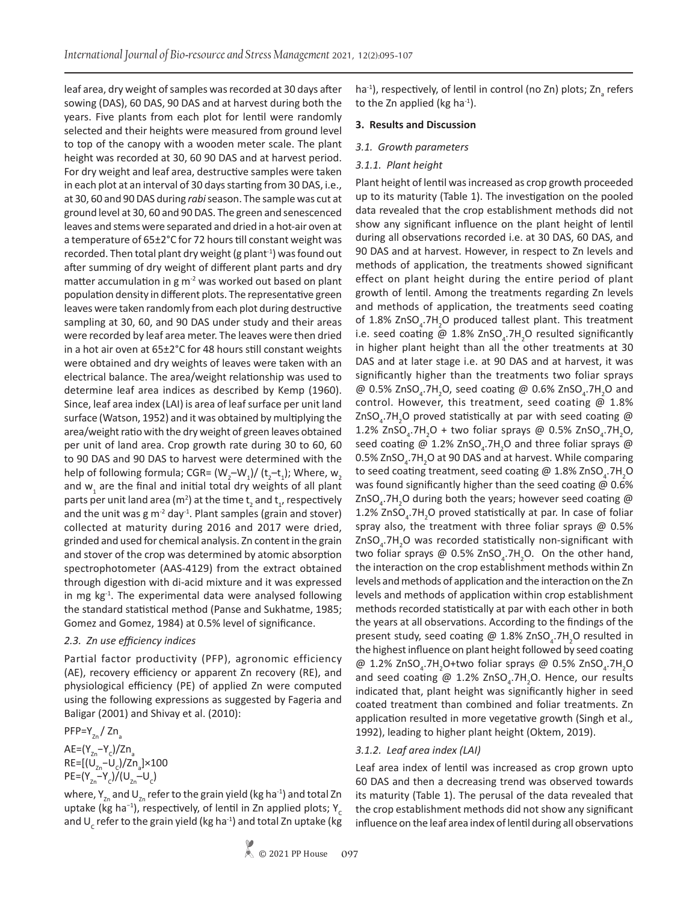leaf area, dry weight of samples was recorded at 30 days after sowing (DAS), 60 DAS, 90 DAS and at harvest during both the years. Five plants from each plot for lentil were randomly selected and their heights were measured from ground level to top of the canopy with a wooden meter scale. The plant height was recorded at 30, 60 90 DAS and at harvest period. For dry weight and leaf area, destructive samples were taken in each plot at an interval of 30 days starting from 30 DAS, i.e., at 30, 60 and 90 DAS during *rabi* season. The sample was cut at ground level at 30, 60 and 90 DAS. The green and senescenced leaves and stems were separated and dried in a hot-air oven at a temperature of 65±2°C for 72 hours till constant weight was recorded. Then total plant dry weight (g plant$^{-1}$) was found out after summing of dry weight of different plant parts and dry matter accumulation in g m$^{-2}$ was worked out based on plant population density in different plots. The representative green leaves were taken randomly from each plot during destructive sampling at 30, 60, and 90 DAS under study and their areas were recorded by leaf area meter. The leaves were then dried in a hot air oven at 65±2°C for 48 hours still constant weights were obtained and dry weights of leaves were taken with an electrical balance. The area/weight relationship was used to determine leaf area indices as described by Kemp (1960). Since, leaf area index (LAI) is area of leaf surface per unit land surface (Watson, 1952) and it was obtained by multiplying the area/weight ratio with the dry weight of green leaves obtained per unit of land area. Crop growth rate during 30 to 60, 60 to 90 DAS and 90 DAS to harvest were determined with the help of following formula; CGR= $(W_2-W_1)/(t_2-t_1)$; Where, $w_2$ and $w_1$ are the final and initial total dry weights of all plant parts per unit land area (m$^2$) at the time $t_2$ and $t_1$, respectively and the unit was g m$^{-2}$ day$^{-1}$. Plant samples (grain and stover) collected at maturity during 2016 and 2017 were dried, grinded and used for chemical analysis. Zn content in the grain and stover of the crop was determined by atomic absorption spectrophotometer (AAS-4129) from the extract obtained through digestion with di-acid mixture and it was expressed in mg kg$^{-1}$. The experimental data were analysed following the standard statistical method (Panse and Sukhatme, 1985; Gomez and Gomez, 1984) at 0.5% level of significance.

### *2.3. Zn use efficiency indices*

Partial factor productivity (PFP), agronomic efficiency (AE), recovery efficiency or apparent Zn recovery (RE), and physiological efficiency (PE) of applied Zn were computed using the following expressions as suggested by Fageria and Baligar (2001) and Shivay et al. (2010):

$$PFP=Y_{Zn}/Zn_a$$

$$AE=(Y_{Zn}-Y_C)/Zn_a$$

$$RE=[(U_{Zn}-U_C)/Zn_a]\times100$$

$$PE=(Y_{Zn}-Y_C)/(U_{Zn}-U_C)$$

where, $Y_{Zn}$ and $U_{Zn}$ refer to the grain yield (kg ha$^{-1}$) and total Zn uptake (kg ha$^{-1}$), respectively, of lentil in Zn applied plots; $Y_C$ and $U_C$ refer to the grain yield (kg ha$^{-1}$) and total Zn uptake (kg ha$^{-1}$), respectively, of lentil in control (no Zn) plots; $Zn_a$ refers to the Zn applied (kg ha$^{-1}$).

## 3. Results and Discussion

### *3.1. Growth parameters*

#### *3.1.1. Plant height*

Plant height of lentil was increased as crop growth proceeded up to its maturity (Table 1). The investigation on the pooled data revealed that the crop establishment methods did not show any significant influence on the plant height of lentil during all observations recorded i.e. at 30 DAS, 60 DAS, and 90 DAS and at harvest. However, in respect to Zn levels and methods of application, the treatments showed significant effect on plant height during the entire period of plant growth of lentil. Among the treatments regarding Zn levels and methods of application, the treatments seed coating of 1.8% $ZnSO_4.7H_2O$ produced tallest plant. This treatment i.e. seed coating @ 1.8% $ZnSO_4.7H_2O$ resulted significantly in higher plant height than all the other treatments at 30 DAS and at later stage i.e. at 90 DAS and at harvest, it was significantly higher than the treatments two foliar sprays @ 0.5% $ZnSO_4.7H_2O$, seed coating @ 0.6% $ZnSO_4.7H_2O$ and control. However, this treatment, seed coating @ 1.8% $ZnSO_4.7H_2O$ proved statistically at par with seed coating @ 1.2% $ZnSO_4.7H_2O$ + two foliar sprays @ 0.5% $ZnSO_4.7H_2O$, seed coating @ 1.2% $ZnSO_4.7H_2O$ and three foliar sprays @ 0.5% $ZnSO_4.7H_2O$ at 90 DAS and at harvest. While comparing to seed coating treatment, seed coating @ 1.8% $ZnSO_4.7H_2O$ was found significantly higher than the seed coating @ 0.6% $ZnSO_4.7H_2O$ during both the years; however seed coating @ 1.2% $ZnSO_4.7H_2O$ proved statistically at par. In case of foliar spray also, the treatment with three foliar sprays @ 0.5% $ZnSO_4.7H_2O$ was recorded statistically non-significant with two foliar sprays @ 0.5% $ZnSO_4.7H_2O$. On the other hand, the interaction on the crop establishment methods within Zn levels and methods of application and the interaction on the Zn levels and methods of application within crop establishment methods recorded statistically at par with each other in both the years at all observations. According to the findings of the present study, seed coating @ 1.8% $ZnSO_4.7H_2O$ resulted in the highest influence on plant height followed by seed coating @ 1.2% $ZnSO_4.7H_2O$+two foliar sprays @ 0.5% $ZnSO_4.7H_2O$ and seed coating @ 1.2% $ZnSO_4.7H_2O$. Hence, our results indicated that, plant height was significantly higher in seed coated treatment than combined and foliar treatments. Zn application resulted in more vegetative growth (Singh et al*.,* 1992), leading to higher plant height (Oktem, 2019).

#### *3.1.2. Leaf area index (LAI)*

Leaf area index of lentil was increased as crop grown upto 60 DAS and then a decreasing trend was observed towards its maturity (Table 1). The perusal of the data revealed that the crop establishment methods did not show any significant influence on the leaf area index of lentil during all observations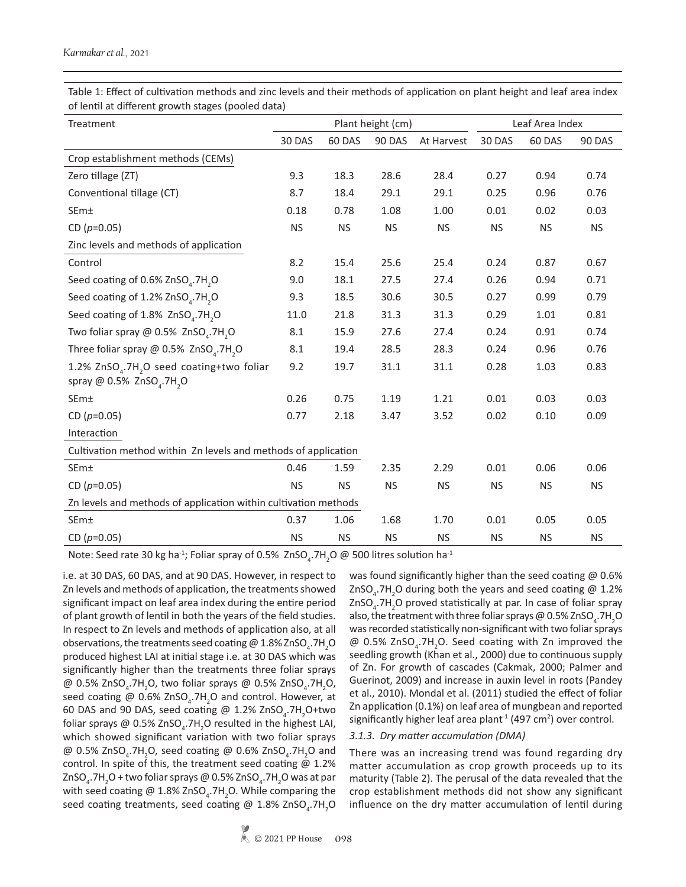Table 1: Effect of cultivation methods and zinc levels and their methods of application on plant height and leaf area index of lentil at different growth stages (pooled data)

| Treatment | Plant height (cm) | | | | Leaf Area Index | | |
|---|---|---|---|---|---|---|---|
| | 30 DAS | 60 DAS | 90 DAS | At Harvest | 30 DAS | 60 DAS | 90 DAS |
| Crop establishment methods (CEMs) | | | | | | | |
| Zero tillage (ZT) | 9.3 | 18.3 | 28.6 | 28.4 | 0.27 | 0.94 | 0.74 |
| Conventional tillage (CT) | 8.7 | 18.4 | 29.1 | 29.1 | 0.25 | 0.96 | 0.76 |
| SEm± | 0.18 | 0.78 | 1.08 | 1.00 | 0.01 | 0.02 | 0.03 |
| CD ($p$=0.05) | NS | NS | NS | NS | NS | NS | NS |
| Zinc levels and methods of application | | | | | | | |
| Control | 8.2 | 15.4 | 25.6 | 25.4 | 0.24 | 0.87 | 0.67 |
| Seed coating of 0.6% $ZnSO_4.7H_2O$ | 9.0 | 18.1 | 27.5 | 27.4 | 0.26 | 0.94 | 0.71 |
| Seed coating of 1.2% $ZnSO_4.7H_2O$ | 9.3 | 18.5 | 30.6 | 30.5 | 0.27 | 0.99 | 0.79 |
| Seed coating of 1.8% $ZnSO_4.7H_2O$ | 11.0 | 21.8 | 31.3 | 31.3 | 0.29 | 1.01 | 0.81 |
| Two foliar spray @ 0.5% $ZnSO_4.7H_2O$ | 8.1 | 15.9 | 27.6 | 27.4 | 0.24 | 0.91 | 0.74 |
| Three foliar spray @ 0.5% $ZnSO_4.7H_2O$ | 8.1 | 19.4 | 28.5 | 28.3 | 0.24 | 0.96 | 0.76 |
| 1.2% $ZnSO_4.7H_2O$ seed coating+two foliar spray @ 0.5% $ZnSO_4.7H_2O$ | 9.2 | 19.7 | 31.1 | 31.1 | 0.28 | 1.03 | 0.83 |
| SEm± | 0.26 | 0.75 | 1.19 | 1.21 | 0.01 | 0.03 | 0.03 |
| CD ($p$=0.05) | 0.77 | 2.18 | 3.47 | 3.52 | 0.02 | 0.10 | 0.09 |
| Interaction | | | | | | | |
| Cultivation method within Zn levels and methods of application | | | | | | | |
| SEm± | 0.46 | 1.59 | 2.35 | 2.29 | 0.01 | 0.06 | 0.06 |
| CD ($p$=0.05) | NS | NS | NS | NS | NS | NS | NS |
| Zn levels and methods of application within cultivation methods | | | | | | | |
| SEm± | 0.37 | 1.06 | 1.68 | 1.70 | 0.01 | 0.05 | 0.05 |
| CD ($p$=0.05) | NS | NS | NS | NS | NS | NS | NS |

Note: Seed rate 30 kg ha$^{-1}$; Foliar spray of 0.5% $ZnSO_4.7H_2O$ @ 500 litres solution ha$^{-1}$

i.e. at 30 DAS, 60 DAS, and at 90 DAS. However, in respect to Zn levels and methods of application, the treatments showed significant impact on leaf area index during the entire period of plant growth of lentil in both the years of the field studies. In respect to Zn levels and methods of application also, at all observations, the treatments seed coating @ 1.8% $ZnSO_4.7H_2O$ produced highest LAI at initial stage i.e. at 30 DAS which was significantly higher than the treatments three foliar sprays @ 0.5% $ZnSO_4.7H_2O$, two foliar sprays @ 0.5% $ZnSO_4.7H_2O$, seed coating @ 0.6% $ZnSO_4.7H_2O$ and control. However, at 60 DAS and 90 DAS, seed coating @ 1.2% $ZnSO_4.7H_2O$+two foliar sprays @ 0.5% $ZnSO_4.7H_2O$ resulted in the highest LAI, which showed significant variation with two foliar sprays @ 0.5% $ZnSO_4.7H_2O$, seed coating @ 0.6% $ZnSO_4.7H_2O$ and control. In spite of this, the treatment seed coating @ 1.2% $ZnSO_4.7H_2O$ + two foliar sprays @ 0.5% $ZnSO_4.7H_2O$ was at par with seed coating @ 1.8% $ZnSO_4.7H_2O$. While comparing the seed coating treatments, seed coating @ 1.8% $ZnSO_4.7H_2O$ was found significantly higher than the seed coating @ 0.6% $ZnSO_4.7H_2O$ during both the years and seed coating @ 1.2% $ZnSO_4.7H_2O$ proved statistically at par. In case of foliar spray also, the treatment with three foliar sprays @ 0.5% $ZnSO_4.7H_2O$ was recorded statistically non-significant with two foliar sprays @ 0.5% $ZnSO_4.7H_2O$. Seed coating with Zn improved the seedling growth (Khan et al., 2000) due to continuous supply of Zn. For growth of cascades (Cakmak, 2000; Palmer and Guerinot, 2009) and increase in auxin level in roots (Pandey et al., 2010). Mondal et al. (2011) studied the effect of foliar Zn application (0.1%) on leaf area of mungbean and reported significantly higher leaf area plant$^{-1}$ (497 cm$^2$) over control.

### *3.1.3. Dry matter accumulation (DMA)*

There was an increasing trend was found regarding dry matter accumulation as crop growth proceeds up to its maturity (Table 2). The perusal of the data revealed that the crop establishment methods did not show any significant influence on the dry matter accumulation of lentil during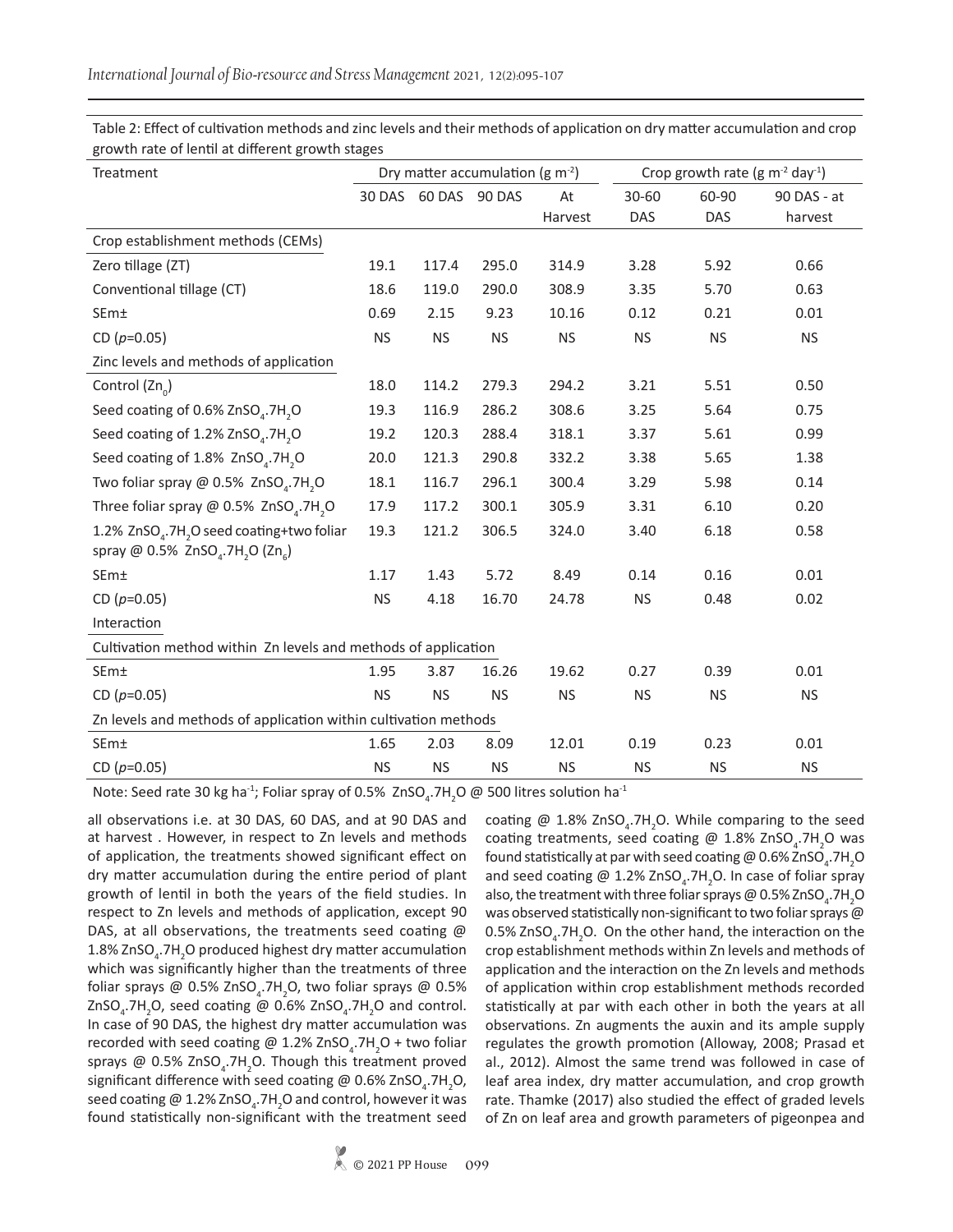Table 2: Effect of cultivation methods and zinc levels and their methods of application on dry matter accumulation and crop growth rate of lentil at different growth stages

| Treatment | Dry matter accumulation (g $m^{-2}$) | | | | Crop growth rate (g $m^{-2}$ $day^{-1}$) | | |
|---|---|---|---|---|---|---|---|
| | 30 DAS | 60 DAS | 90 DAS | At Harvest | 30-60 DAS | 60-90 DAS | 90 DAS - at harvest |
| Crop establishment methods (CEMs) | | | | | | | |
| Zero tillage (ZT) | 19.1 | 117.4 | 295.0 | 314.9 | 3.28 | 5.92 | 0.66 |
| Conventional tillage (CT) | 18.6 | 119.0 | 290.0 | 308.9 | 3.35 | 5.70 | 0.63 |
| SEm± | 0.69 | 2.15 | 9.23 | 10.16 | 0.12 | 0.21 | 0.01 |
| CD ($p$=0.05) | NS | NS | NS | NS | NS | NS | NS |
| Zinc levels and methods of application | | | | | | | |
| Control ($Zn_0$) | 18.0 | 114.2 | 279.3 | 294.2 | 3.21 | 5.51 | 0.50 |
| Seed coating of 0.6% $ZnSO_4.7H_2O$ | 19.3 | 116.9 | 286.2 | 308.6 | 3.25 | 5.64 | 0.75 |
| Seed coating of 1.2% $ZnSO_4.7H_2O$ | 19.2 | 120.3 | 288.4 | 318.1 | 3.37 | 5.61 | 0.99 |
| Seed coating of 1.8% $ZnSO_4.7H_2O$ | 20.0 | 121.3 | 290.8 | 332.2 | 3.38 | 5.65 | 1.38 |
| Two foliar spray @ 0.5% $ZnSO_4.7H_2O$ | 18.1 | 116.7 | 296.1 | 300.4 | 3.29 | 5.98 | 0.14 |
| Three foliar spray @ 0.5% $ZnSO_4.7H_2O$ | 17.9 | 117.2 | 300.1 | 305.9 | 3.31 | 6.10 | 0.20 |
| 1.2% $ZnSO_4.7H_2O$ seed coating+two foliar spray @ 0.5% $ZnSO_4.7H_2O$ ($Zn_6$) | 19.3 | 121.2 | 306.5 | 324.0 | 3.40 | 6.18 | 0.58 |
| SEm± | 1.17 | 1.43 | 5.72 | 8.49 | 0.14 | 0.16 | 0.01 |
| CD ($p$=0.05) | NS | 4.18 | 16.70 | 24.78 | NS | 0.48 | 0.02 |
| Interaction | | | | | | | |
| Cultivation method within Zn levels and methods of application | | | | | | | |
| SEm± | 1.95 | 3.87 | 16.26 | 19.62 | 0.27 | 0.39 | 0.01 |
| CD ($p$=0.05) | NS | NS | NS | NS | NS | NS | NS |
| Zn levels and methods of application within cultivation methods | | | | | | | |
| SEm± | 1.65 | 2.03 | 8.09 | 12.01 | 0.19 | 0.23 | 0.01 |
| CD ($p$=0.05) | NS | NS | NS | NS | NS | NS | NS |

Note: Seed rate 30 kg $ha^{-1}$; Foliar spray of 0.5% $ZnSO_4.7H_2O$ @ 500 litres solution $ha^{-1}$

all observations i.e. at 30 DAS, 60 DAS, and at 90 DAS and at harvest . However, in respect to Zn levels and methods of application, the treatments showed significant effect on dry matter accumulation during the entire period of plant growth of lentil in both the years of the field studies. In respect to Zn levels and methods of application, except 90 DAS, at all observations, the treatments seed coating @ 1.8% $ZnSO_4.7H_2O$ produced highest dry matter accumulation which was significantly higher than the treatments of three foliar sprays @ 0.5% $ZnSO_4.7H_2O$, two foliar sprays @ 0.5% $ZnSO_4.7H_2O$, seed coating @ 0.6% $ZnSO_4.7H_2O$ and control. In case of 90 DAS, the highest dry matter accumulation was recorded with seed coating @ 1.2% $ZnSO_4.7H_2O$ + two foliar sprays @ 0.5% $ZnSO_4.7H_2O$. Though this treatment proved significant difference with seed coating @ 0.6% $ZnSO_4.7H_2O$, seed coating @ 1.2% $ZnSO_4.7H_2O$ and control, however it was found statistically non-significant with the treatment seed coating @ 1.8% $ZnSO_4.7H_2O$. While comparing to the seed coating treatments, seed coating @ 1.8% $ZnSO_4.7H_2O$ was found statistically at par with seed coating @ 0.6% $ZnSO_4.7H_2O$ and seed coating @ 1.2% $ZnSO_4.7H_2O$. In case of foliar spray also, the treatment with three foliar sprays @ 0.5% $ZnSO_4.7H_2O$ was observed statistically non-significant to two foliar sprays @ 0.5% $ZnSO_4.7H_2O$. On the other hand, the interaction on the crop establishment methods within Zn levels and methods of application and the interaction on the Zn levels and methods of application within crop establishment methods recorded statistically at par with each other in both the years at all observations. Zn augments the auxin and its ample supply regulates the growth promotion (Alloway, 2008; Prasad et al., 2012). Almost the same trend was followed in case of leaf area index, dry matter accumulation, and crop growth rate. Thamke (2017) also studied the effect of graded levels of Zn on leaf area and growth parameters of pigeonpea and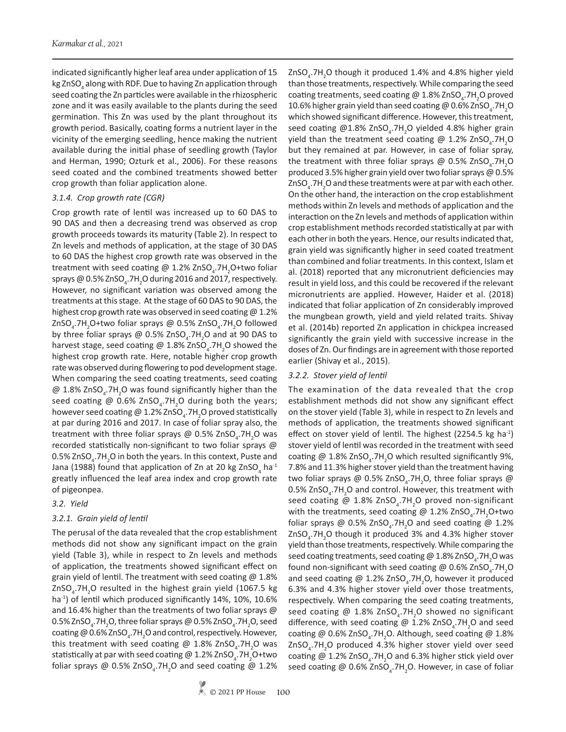indicated significantly higher leaf area under application of 15 kg $ZnSO_4$ along with RDF. Due to having Zn application through seed coating the Zn particles were available in the rhizospheric zone and it was easily available to the plants during the seed germination. This Zn was used by the plant throughout its growth period. Basically, coating forms a nutrient layer in the vicinity of the emerging seedling, hence making the nutrient available during the initial phase of seedling growth (Taylor and Herman, 1990; Ozturk et al., 2006). For these reasons seed coated and the combined treatments showed better crop growth than foliar application alone.

#### *3.1.4. Crop growth rate (CGR)*

Crop growth rate of lentil was increased up to 60 DAS to 90 DAS and then a decreasing trend was observed as crop growth proceeds towards its maturity (Table 2). In respect to Zn levels and methods of application, at the stage of 30 DAS to 60 DAS the highest crop growth rate was observed in the treatment with seed coating @ 1.2% $ZnSO_4.7H_2O$+two foliar sprays @ 0.5% $ZnSO_4.7H_2O$ during 2016 and 2017, respectively. However, no significant variation was observed among the treatments at this stage. At the stage of 60 DAS to 90 DAS, the highest crop growth rate was observed in seed coating @ 1.2% $ZnSO_4.7H_2O$+two foliar sprays @ 0.5% $ZnSO_4.7H_2O$ followed by three foliar sprays @ 0.5% $ZnSO_4.7H_2O$ and at 90 DAS to harvest stage, seed coating @ 1.8% $ZnSO_4.7H_2O$ showed the highest crop growth rate. Here, notable higher crop growth rate was observed during flowering to pod development stage. When comparing the seed coating treatments, seed coating @ 1.8% $ZnSO_4.7H_2O$ was found significantly higher than the seed coating @ 0.6% $ZnSO_4.7H_2O$ during both the years; however seed coating @ 1.2% $ZnSO_4.7H_2O$ proved statistically at par during 2016 and 2017. In case of foliar spray also, the treatment with three foliar sprays @ 0.5% $ZnSO_4.7H_2O$ was recorded statistically non-significant to two foliar sprays @ 0.5% $ZnSO_4.7H_2O$ in both the years. In this context, Puste and Jana (1988) found that application of Zn at 20 kg $ZnSO_4$ $ha^{-1}$ greatly influenced the leaf area index and crop growth rate of pigeonpea.

### *3.2. Yield*

#### *3.2.1. Grain yield of lentil*

The perusal of the data revealed that the crop establishment methods did not show any significant impact on the grain yield (Table 3), while in respect to Zn levels and methods of application, the treatments showed significant effect on grain yield of lentil. The treatment with seed coating @ 1.8% $ZnSO_4.7H_2O$ resulted in the highest grain yield (1067.5 kg $ha^{-1}$) of lentil which produced significantly 14%, 10%, 10.6% and 16.4% higher than the treatments of two foliar sprays @ 0.5% $ZnSO_4.7H_2O$, three foliar sprays @ 0.5% $ZnSO_4.7H_2O$, seed coating @ 0.6% $ZnSO_4.7H_2O$ and control, respectively. However, this treatment with seed coating @ 1.8% $ZnSO_4.7H_2O$ was statistically at par with seed coating @ 1.2% $ZnSO_4.7H_2O$+two foliar sprays @ 0.5% $ZnSO_4.7H_2O$ and seed coating @ 1.2% $ZnSO_4.7H_2O$ though it produced 1.4% and 4.8% higher yield than those treatments, respectively. While comparing the seed coating treatments, seed coating @ 1.8% $ZnSO_4.7H_2O$ proved 10.6% higher grain yield than seed coating @ 0.6% $ZnSO_4.7H_2O$ which showed significant difference. However, this treatment, seed coating @1.8% $ZnSO_4.7H_2O$ yielded 4.8% higher grain yield than the treatment seed coating @ 1.2% $ZnSO_4.7H_2O$ but they remained at par. However, in case of foliar spray, the treatment with three foliar sprays @ 0.5% $ZnSO_4.7H_2O$ produced 3.5% higher grain yield over two foliar sprays @ 0.5% $ZnSO_4.7H_2O$ and these treatments were at par with each other. On the other hand, the interaction on the crop establishment methods within Zn levels and methods of application and the interaction on the Zn levels and methods of application within crop establishment methods recorded statistically at par with each other in both the years. Hence, our results indicated that, grain yield was significantly higher in seed coated treatment than combined and foliar treatments. In this context, Islam et al. (2018) reported that any micronutrient deficiencies may result in yield loss, and this could be recovered if the relevant micronutrients are applied. However, Haider et al. (2018) indicated that foliar application of Zn considerably improved the mungbean growth, yield and yield related traits. Shivay et al. (2014b) reported Zn application in chickpea increased significantly the grain yield with successive increase in the doses of Zn. Our findings are in agreement with those reported earlier (Shivay et al., 2015).

#### *3.2.2. Stover yield of lentil*

The examination of the data revealed that the crop establishment methods did not show any significant effect on the stover yield (Table 3), while in respect to Zn levels and methods of application, the treatments showed significant effect on stover yield of lentil. The highest (2254.5 kg $ha^{-1}$) stover yield of lentil was recorded in the treatment with seed coating @ 1.8% $ZnSO_4.7H_2O$ which resulted significantly 9%, 7.8% and 11.3% higher stover yield than the treatment having two foliar sprays @ 0.5% $ZnSO_4.7H_2O$, three foliar sprays @ 0.5% $ZnSO_4.7H_2O$ and control. However, this treatment with seed coating @ 1.8% $ZnSO_4.7H_2O$ proved non-significant with the treatments, seed coating @ 1.2% $ZnSO_4.7H_2O$+two foliar sprays @ 0.5% $ZnSO_4.7H_2O$ and seed coating @ 1.2% $ZnSO_4.7H_2O$ though it produced 3% and 4.3% higher stover yield than those treatments, respectively. While comparing the seed coating treatments, seed coating @ 1.8% $ZnSO_4.7H_2O$ was found non-significant with seed coating @ 0.6% $ZnSO_4.7H_2O$ and seed coating @ 1.2% $ZnSO_4.7H_2O$, however it produced 6.3% and 4.3% higher stover yield over those treatments, respectively. When comparing the seed coating treatments, seed coating @ 1.8% $ZnSO_4.7H_2O$ showed no significant difference, with seed coating @ 1.2% $ZnSO_4.7H_2O$ and seed coating @ 0.6% $ZnSO_4.7H_2O$. Although, seed coating @ 1.8% $ZnSO_4.7H_2O$ produced 4.3% higher stover yield over seed coating @ 1.2% $ZnSO_4.7H_2O$ and 6.3% higher stick yield over seed coating @ 0.6% $ZnSO_4.7H_2O$. However, in case of foliar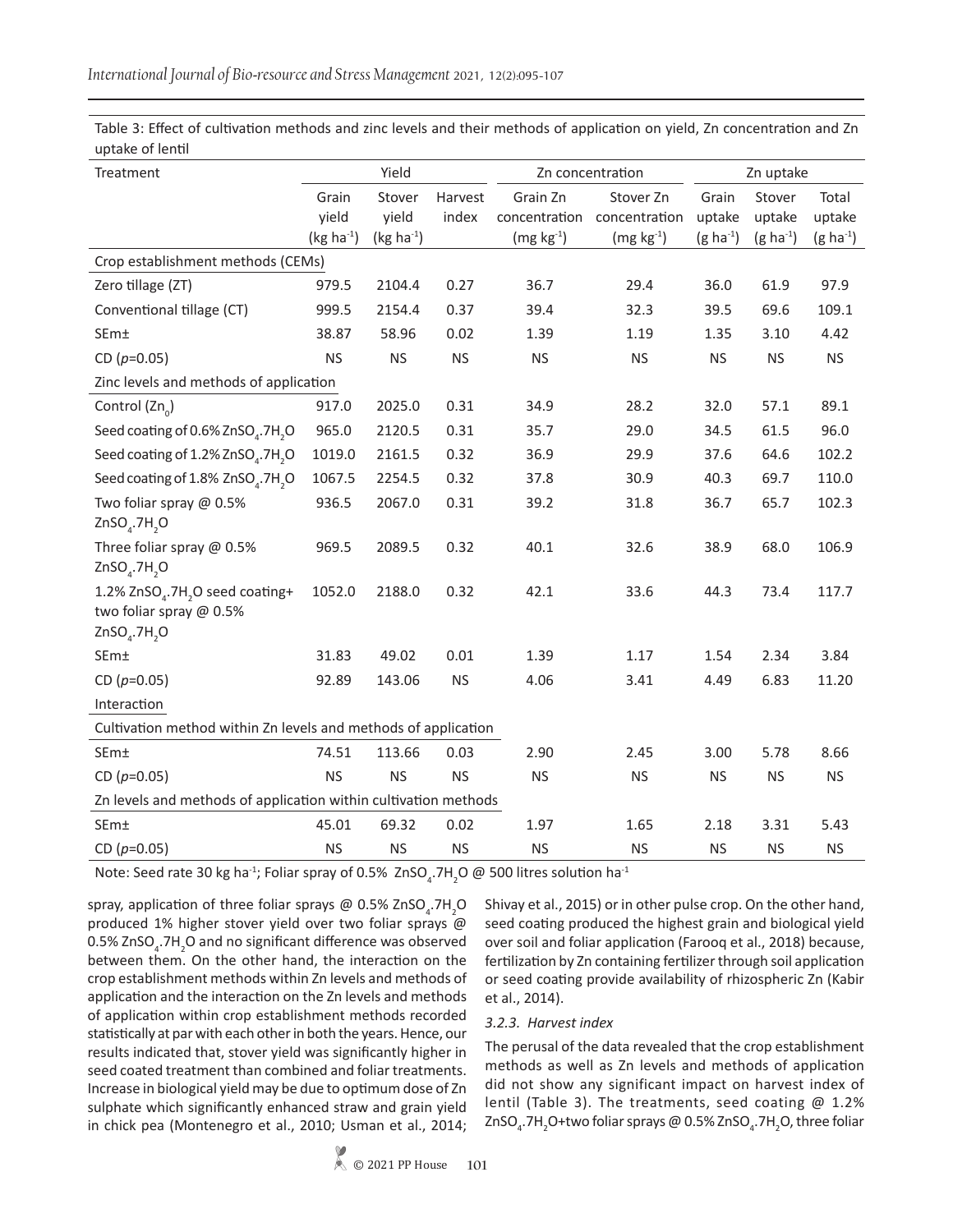Table 3: Effect of cultivation methods and zinc levels and their methods of application on yield, Zn concentration and Zn uptake of lentil

| Treatment | Yield | | | Zn concentration | | Zn uptake | | |
|---|---|---|---|---|---|---|---|---|
| | Grain yield (kg $ha^{-1}$) | Stover yield (kg $ha^{-1}$) | Harvest index | Grain Zn concentration (mg $kg^{-1}$) | Stover Zn concentration (mg $kg^{-1}$) | Grain uptake (g $ha^{-1}$) | Stover uptake (g $ha^{-1}$) | Total uptake (g $ha^{-1}$) |
| Crop establishment methods (CEMs) | | | | | | | | |
| Zero tillage (ZT) | 979.5 | 2104.4 | 0.27 | 36.7 | 29.4 | 36.0 | 61.9 | 97.9 |
| Conventional tillage (CT) | 999.5 | 2154.4 | 0.37 | 39.4 | 32.3 | 39.5 | 69.6 | 109.1 |
| SEm± | 38.87 | 58.96 | 0.02 | 1.39 | 1.19 | 1.35 | 3.10 | 4.42 |
| CD ($p$=0.05) | NS | NS | NS | NS | NS | NS | NS | NS |
| Zinc levels and methods of application | | | | | | | | |
| Control ($Zn_0$) | 917.0 | 2025.0 | 0.31 | 34.9 | 28.2 | 32.0 | 57.1 | 89.1 |
| Seed coating of 0.6% $ZnSO_4.7H_2O$ | 965.0 | 2120.5 | 0.31 | 35.7 | 29.0 | 34.5 | 61.5 | 96.0 |
| Seed coating of 1.2% $ZnSO_4.7H_2O$ | 1019.0 | 2161.5 | 0.32 | 36.9 | 29.9 | 37.6 | 64.6 | 102.2 |
| Seed coating of 1.8% $ZnSO_4.7H_2O$ | 1067.5 | 2254.5 | 0.32 | 37.8 | 30.9 | 40.3 | 69.7 | 110.0 |
| Two foliar spray @ 0.5% $ZnSO_4.7H_2O$ | 936.5 | 2067.0 | 0.31 | 39.2 | 31.8 | 36.7 | 65.7 | 102.3 |
| Three foliar spray @ 0.5% $ZnSO_4.7H_2O$ | 969.5 | 2089.5 | 0.32 | 40.1 | 32.6 | 38.9 | 68.0 | 106.9 |
| 1.2% $ZnSO_4.7H_2O$ seed coating+ two foliar spray @ 0.5% $ZnSO_4.7H_2O$ | 1052.0 | 2188.0 | 0.32 | 42.1 | 33.6 | 44.3 | 73.4 | 117.7 |
| SEm± | 31.83 | 49.02 | 0.01 | 1.39 | 1.17 | 1.54 | 2.34 | 3.84 |
| CD ($p$=0.05) | 92.89 | 143.06 | NS | 4.06 | 3.41 | 4.49 | 6.83 | 11.20 |
| Interaction | | | | | | | | |
| Cultivation method within Zn levels and methods of application | | | | | | | | |
| SEm± | 74.51 | 113.66 | 0.03 | 2.90 | 2.45 | 3.00 | 5.78 | 8.66 |
| CD ($p$=0.05) | NS | NS | NS | NS | NS | NS | NS | NS |
| Zn levels and methods of application within cultivation methods | | | | | | | | |
| SEm± | 45.01 | 69.32 | 0.02 | 1.97 | 1.65 | 2.18 | 3.31 | 5.43 |
| CD ($p$=0.05) | NS | NS | NS | NS | NS | NS | NS | NS |

Note: Seed rate 30 kg $ha^{-1}$; Foliar spray of 0.5% $ZnSO_4.7H_2O$ @ 500 litres solution $ha^{-1}$

spray, application of three foliar sprays @ 0.5% $ZnSO_4.7H_2O$ produced 1% higher stover yield over two foliar sprays @ 0.5% $ZnSO_4.7H_2O$ and no significant difference was observed between them. On the other hand, the interaction on the crop establishment methods within Zn levels and methods of application and the interaction on the Zn levels and methods of application within crop establishment methods recorded statistically at par with each other in both the years. Hence, our results indicated that, stover yield was significantly higher in seed coated treatment than combined and foliar treatments. Increase in biological yield may be due to optimum dose of Zn sulphate which significantly enhanced straw and grain yield in chick pea (Montenegro et al., 2010; Usman et al., 2014; Shivay et al., 2015) or in other pulse crop. On the other hand, seed coating produced the highest grain and biological yield over soil and foliar application (Farooq et al., 2018) because, fertilization by Zn containing fertilizer through soil application or seed coating provide availability of rhizospheric Zn (Kabir et al., 2014).

### 3.2.3. Harvest index

The perusal of the data revealed that the crop establishment methods as well as Zn levels and methods of application did not show any significant impact on harvest index of lentil (Table 3). The treatments, seed coating @ 1.2% $ZnSO_4.7H_2O$+two foliar sprays @ 0.5% $ZnSO_4.7H_2O$, three foliar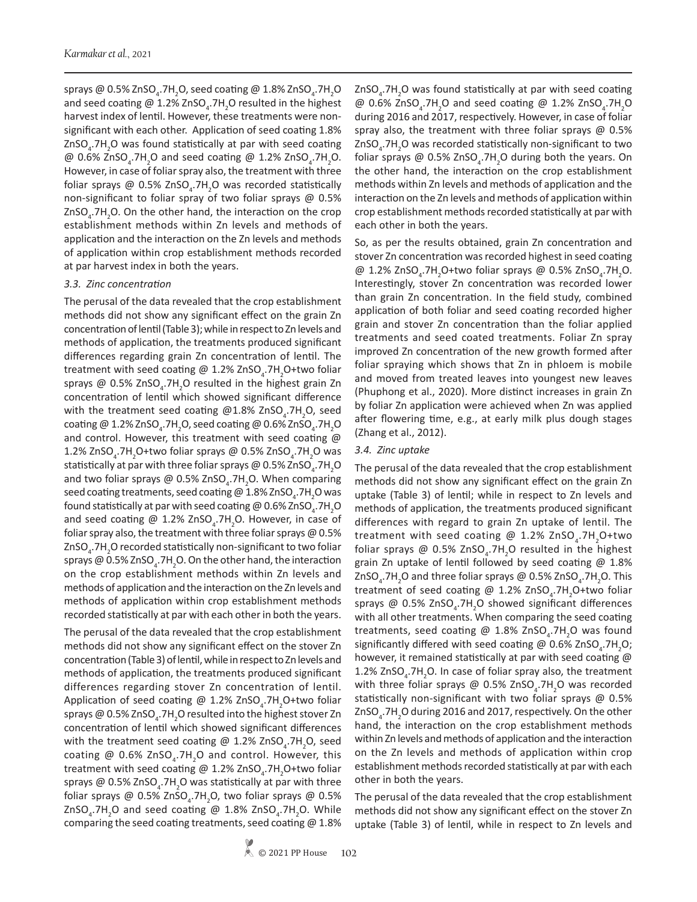sprays @ 0.5% $ZnSO_4.7H_2O$, seed coating @ 1.8% $ZnSO_4.7H_2O$ and seed coating @ 1.2% $ZnSO_4.7H_2O$ resulted in the highest harvest index of lentil. However, these treatments were non-significant with each other. Application of seed coating 1.8% $ZnSO_4.7H_2O$ was found statistically at par with seed coating @ 0.6% $ZnSO_4.7H_2O$ and seed coating @ 1.2% $ZnSO_4.7H_2O$. However, in case of foliar spray also, the treatment with three foliar sprays @ 0.5% $ZnSO_4.7H_2O$ was recorded statistically non-significant to foliar spray of two foliar sprays @ 0.5% $ZnSO_4.7H_2O$. On the other hand, the interaction on the crop establishment methods within Zn levels and methods of application and the interaction on the Zn levels and methods of application within crop establishment methods recorded at par harvest index in both the years.

### *3.3. Zinc concentration*

The perusal of the data revealed that the crop establishment methods did not show any significant effect on the grain Zn concentration of lentil (Table 3); while in respect to Zn levels and methods of application, the treatments produced significant differences regarding grain Zn concentration of lentil. The treatment with seed coating @ 1.2% $ZnSO_4.7H_2O$+two foliar sprays @ 0.5% $ZnSO_4.7H_2O$ resulted in the highest grain Zn concentration of lentil which showed significant difference with the treatment seed coating @1.8% $ZnSO_4.7H_2O$, seed coating @ 1.2% $ZnSO_4.7H_2O$, seed coating @ 0.6% $ZnSO_4.7H_2O$ and control. However, this treatment with seed coating @ 1.2% $ZnSO_4.7H_2O$+two foliar sprays @ 0.5% $ZnSO_4.7H_2O$ was statistically at par with three foliar sprays @ 0.5% $ZnSO_4.7H_2O$ and two foliar sprays @ 0.5% $ZnSO_4.7H_2O$. When comparing seed coating treatments, seed coating @ 1.8% $ZnSO_4.7H_2O$ was found statistically at par with seed coating @ 0.6% $ZnSO_4.7H_2O$ and seed coating @ 1.2% $ZnSO_4.7H_2O$. However, in case of foliar spray also, the treatment with three foliar sprays @ 0.5% $ZnSO_4.7H_2O$ recorded statistically non-significant to two foliar sprays @ 0.5% $ZnSO_4.7H_2O$. On the other hand, the interaction on the crop establishment methods within Zn levels and methods of application and the interaction on the Zn levels and methods of application within crop establishment methods recorded statistically at par with each other in both the years.

The perusal of the data revealed that the crop establishment methods did not show any significant effect on the stover Zn concentration (Table 3) of lentil, while in respect to Zn levels and methods of application, the treatments produced significant differences regarding stover Zn concentration of lentil. Application of seed coating @ 1.2% $ZnSO_4.7H_2O$+two foliar sprays @ 0.5% $ZnSO_4.7H_2O$ resulted into the highest stover Zn concentration of lentil which showed significant differences with the treatment seed coating @ 1.2% $ZnSO_4.7H_2O$, seed coating @ 0.6% $ZnSO_4.7H_2O$ and control. However, this treatment with seed coating @ 1.2% $ZnSO_4.7H_2O$+two foliar sprays @ 0.5% $ZnSO_4.7H_2O$ was statistically at par with three foliar sprays @ 0.5% $ZnSO_4.7H_2O$, two foliar sprays @ 0.5% $ZnSO_4.7H_2O$ and seed coating @ 1.8% $ZnSO_4.7H_2O$. While comparing the seed coating treatments, seed coating @ 1.8% $ZnSO_4.7H_2O$ was found statistically at par with seed coating @ 0.6% $ZnSO_4.7H_2O$ and seed coating @ 1.2% $ZnSO_4.7H_2O$ during 2016 and 2017, respectively. However, in case of foliar spray also, the treatment with three foliar sprays @ 0.5% $ZnSO_4.7H_2O$ was recorded statistically non-significant to two foliar sprays @ 0.5% $ZnSO_4.7H_2O$ during both the years. On the other hand, the interaction on the crop establishment methods within Zn levels and methods of application and the interaction on the Zn levels and methods of application within crop establishment methods recorded statistically at par with each other in both the years.

So, as per the results obtained, grain Zn concentration and stover Zn concentration was recorded highest in seed coating @ 1.2% $ZnSO_4.7H_2O$+two foliar sprays @ 0.5% $ZnSO_4.7H_2O$. Interestingly, stover Zn concentration was recorded lower than grain Zn concentration. In the field study, combined application of both foliar and seed coating recorded higher grain and stover Zn concentration than the foliar applied treatments and seed coated treatments. Foliar Zn spray improved Zn concentration of the new growth formed after foliar spraying which shows that Zn in phloem is mobile and moved from treated leaves into youngest new leaves (Phuphong et al., 2020). More distinct increases in grain Zn by foliar Zn application were achieved when Zn was applied after flowering time, e.g., at early milk plus dough stages (Zhang et al., 2012).

### *3.4. Zinc uptake*

The perusal of the data revealed that the crop establishment methods did not show any significant effect on the grain Zn uptake (Table 3) of lentil; while in respect to Zn levels and methods of application, the treatments produced significant differences with regard to grain Zn uptake of lentil. The treatment with seed coating @ 1.2% $ZnSO_4.7H_2O$+two foliar sprays @ 0.5% $ZnSO_4.7H_2O$ resulted in the highest grain Zn uptake of lentil followed by seed coating @ 1.8% $ZnSO_4.7H_2O$ and three foliar sprays @ 0.5% $ZnSO_4.7H_2O$. This treatment of seed coating @ 1.2% $ZnSO_4.7H_2O$+two foliar sprays @ 0.5% $ZnSO_4.7H_2O$ showed significant differences with all other treatments. When comparing the seed coating treatments, seed coating @ 1.8% $ZnSO_4.7H_2O$ was found significantly differed with seed coating @ 0.6% $ZnSO_4.7H_2O$; however, it remained statistically at par with seed coating @ 1.2% $ZnSO_4.7H_2O$. In case of foliar spray also, the treatment with three foliar sprays @ 0.5% $ZnSO_4.7H_2O$ was recorded statistically non-significant with two foliar sprays @ 0.5% $ZnSO_4.7H_2O$ during 2016 and 2017, respectively. On the other hand, the interaction on the crop establishment methods within Zn levels and methods of application and the interaction on the Zn levels and methods of application within crop establishment methods recorded statistically at par with each other in both the years.

The perusal of the data revealed that the crop establishment methods did not show any significant effect on the stover Zn uptake (Table 3) of lentil, while in respect to Zn levels and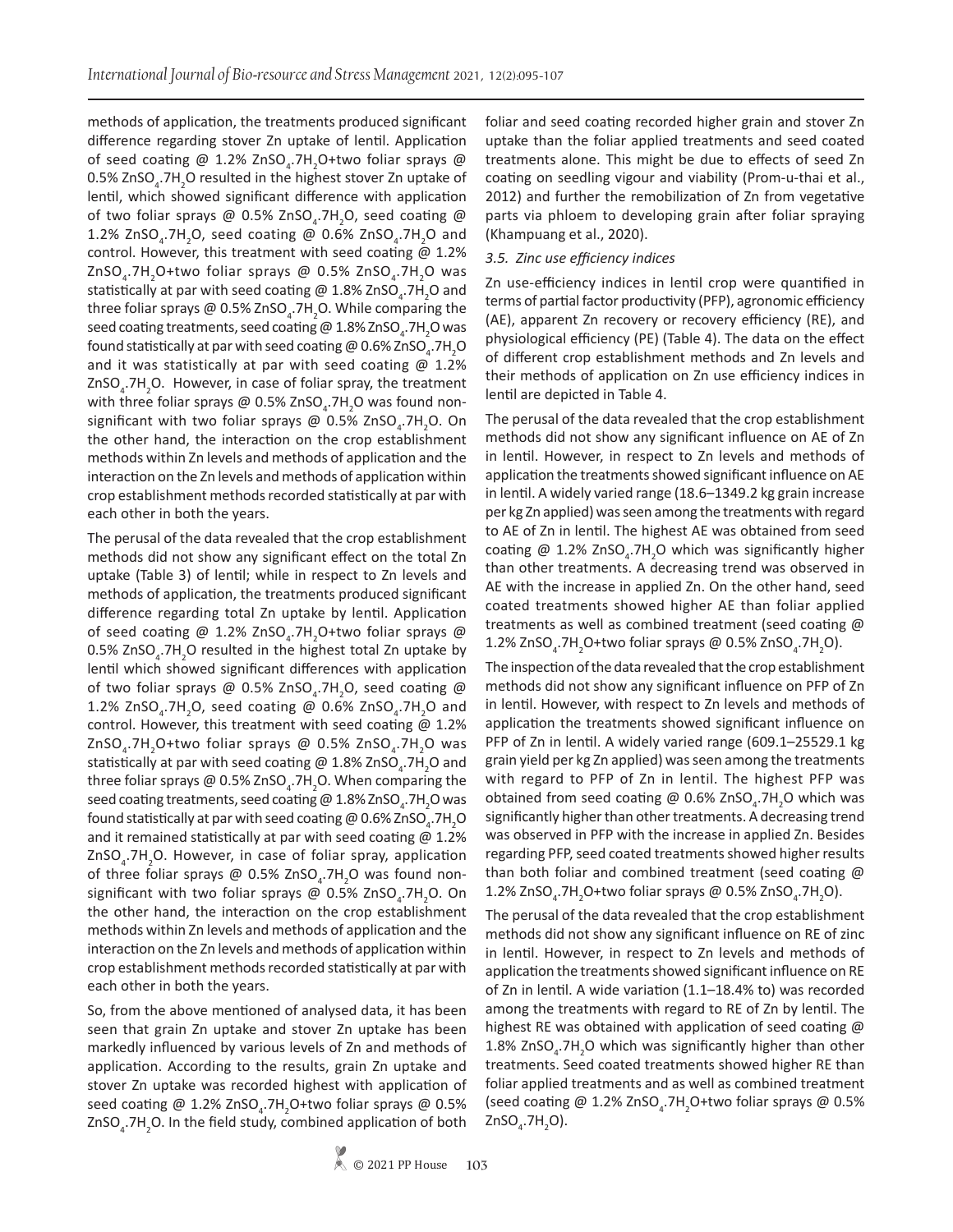methods of application, the treatments produced significant difference regarding stover Zn uptake of lentil. Application of seed coating @ 1.2% $ZnSO_4.7H_2O$+two foliar sprays @ 0.5% $ZnSO_4.7H_2O$ resulted in the highest stover Zn uptake of lentil, which showed significant difference with application of two foliar sprays @ 0.5% $ZnSO_4.7H_2O$, seed coating @ 1.2% $ZnSO_4.7H_2O$, seed coating @ 0.6% $ZnSO_4.7H_2O$ and control. However, this treatment with seed coating @ 1.2% $ZnSO_4.7H_2O$+two foliar sprays @ 0.5% $ZnSO_4.7H_2O$ was statistically at par with seed coating @ 1.8% $ZnSO_4.7H_2O$ and three foliar sprays @ 0.5% $ZnSO_4.7H_2O$. While comparing the seed coating treatments, seed coating @ 1.8% $ZnSO_4.7H_2O$ was found statistically at par with seed coating @ 0.6% $ZnSO_4.7H_2O$ and it was statistically at par with seed coating @ 1.2% $ZnSO_4.7H_2O$. However, in case of foliar spray, the treatment with three foliar sprays @ 0.5% $ZnSO_4.7H_2O$ was found non-significant with two foliar sprays @ 0.5% $ZnSO_4.7H_2O$. On the other hand, the interaction on the crop establishment methods within Zn levels and methods of application and the interaction on the Zn levels and methods of application within crop establishment methods recorded statistically at par with each other in both the years.

The perusal of the data revealed that the crop establishment methods did not show any significant effect on the total Zn uptake (Table 3) of lentil; while in respect to Zn levels and methods of application, the treatments produced significant difference regarding total Zn uptake by lentil. Application of seed coating @ 1.2% $ZnSO_4.7H_2O$+two foliar sprays @ 0.5% $ZnSO_4.7H_2O$ resulted in the highest total Zn uptake by lentil which showed significant differences with application of two foliar sprays @ 0.5% $ZnSO_4.7H_2O$, seed coating @ 1.2% $ZnSO_4.7H_2O$, seed coating @ 0.6% $ZnSO_4.7H_2O$ and control. However, this treatment with seed coating @ 1.2% $ZnSO_4.7H_2O$+two foliar sprays @ 0.5% $ZnSO_4.7H_2O$ was statistically at par with seed coating @ 1.8% $ZnSO_4.7H_2O$ and three foliar sprays @ 0.5% $ZnSO_4.7H_2O$. When comparing the seed coating treatments, seed coating @ 1.8% $ZnSO_4.7H_2O$ was found statistically at par with seed coating @ 0.6% $ZnSO_4.7H_2O$ and it remained statistically at par with seed coating @ 1.2% $ZnSO_4.7H_2O$. However, in case of foliar spray, application of three foliar sprays @ 0.5% $ZnSO_4.7H_2O$ was found non-significant with two foliar sprays @ 0.5% $ZnSO_4.7H_2O$. On the other hand, the interaction on the crop establishment methods within Zn levels and methods of application and the interaction on the Zn levels and methods of application within crop establishment methods recorded statistically at par with each other in both the years.

So, from the above mentioned of analysed data, it has been seen that grain Zn uptake and stover Zn uptake has been markedly influenced by various levels of Zn and methods of application. According to the results, grain Zn uptake and stover Zn uptake was recorded highest with application of seed coating @ 1.2% $ZnSO_4.7H_2O$+two foliar sprays @ 0.5% $ZnSO_4.7H_2O$. In the field study, combined application of both foliar and seed coating recorded higher grain and stover Zn uptake than the foliar applied treatments and seed coated treatments alone. This might be due to effects of seed Zn coating on seedling vigour and viability (Prom-u-thai et al., 2012) and further the remobilization of Zn from vegetative parts via phloem to developing grain after foliar spraying (Khampuang et al., 2020).

### 3.5. Zinc use efficiency indices

Zn use-efficiency indices in lentil crop were quantified in terms of partial factor productivity (PFP), agronomic efficiency (AE), apparent Zn recovery or recovery efficiency (RE), and physiological efficiency (PE) (Table 4). The data on the effect of different crop establishment methods and Zn levels and their methods of application on Zn use efficiency indices in lentil are depicted in Table 4.

The perusal of the data revealed that the crop establishment methods did not show any significant influence on AE of Zn in lentil. However, in respect to Zn levels and methods of application the treatments showed significant influence on AE in lentil. A widely varied range (18.6–1349.2 kg grain increase per kg Zn applied) was seen among the treatments with regard to AE of Zn in lentil. The highest AE was obtained from seed coating @ 1.2% $ZnSO_4.7H_2O$ which was significantly higher than other treatments. A decreasing trend was observed in AE with the increase in applied Zn. On the other hand, seed coated treatments showed higher AE than foliar applied treatments as well as combined treatment (seed coating @ 1.2% $ZnSO_4.7H_2O$+two foliar sprays @ 0.5% $ZnSO_4.7H_2O$).

The inspection of the data revealed that the crop establishment methods did not show any significant influence on PFP of Zn in lentil. However, with respect to Zn levels and methods of application the treatments showed significant influence on PFP of Zn in lentil. A widely varied range (609.1–25529.1 kg grain yield per kg Zn applied) was seen among the treatments with regard to PFP of Zn in lentil. The highest PFP was obtained from seed coating @ 0.6% $ZnSO_4.7H_2O$ which was significantly higher than other treatments. A decreasing trend was observed in PFP with the increase in applied Zn. Besides regarding PFP, seed coated treatments showed higher results than both foliar and combined treatment (seed coating @ 1.2% $ZnSO_4.7H_2O$+two foliar sprays @ 0.5% $ZnSO_4.7H_2O$).

The perusal of the data revealed that the crop establishment methods did not show any significant influence on RE of zinc in lentil. However, in respect to Zn levels and methods of application the treatments showed significant influence on RE of Zn in lentil. A wide variation (1.1–18.4% to) was recorded among the treatments with regard to RE of Zn by lentil. The highest RE was obtained with application of seed coating @ 1.8% $ZnSO_4.7H_2O$ which was significantly higher than other treatments. Seed coated treatments showed higher RE than foliar applied treatments and as well as combined treatment (seed coating @ 1.2% $ZnSO_4.7H_2O$+two foliar sprays @ 0.5% $ZnSO_4.7H_2O$).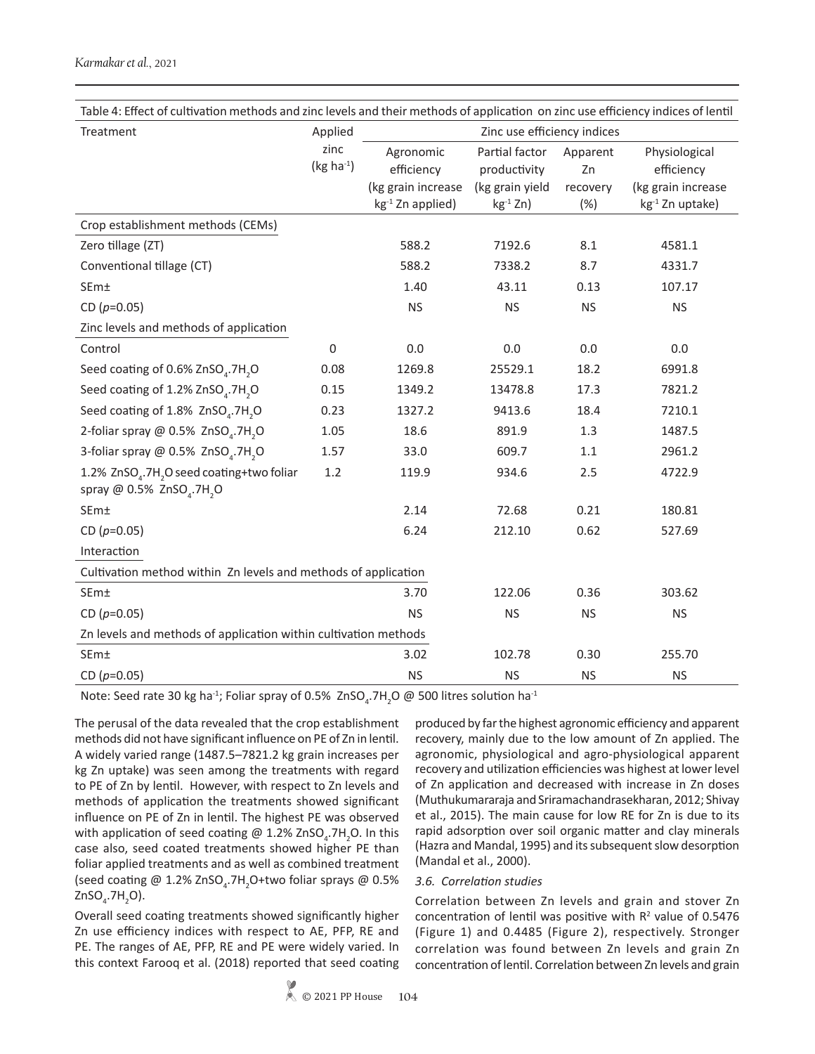Table 4: Effect of cultivation methods and zinc levels and their methods of application on zinc use efficiency indices of lentil

| Treatment | Applied zinc (kg ha$^{-1}$) | Zinc use efficiency indices | | | |
|---|---|---|---|---|---|
| | | Agronomic efficiency (kg grain increase kg$^{-1}$ Zn applied) | Partial factor productivity (kg grain yield kg$^{-1}$ Zn) | Apparent Zn recovery (%) | Physiological efficiency (kg grain increase kg$^{-1}$ Zn uptake) |
| Crop establishment methods (CEMs) | | | | | |
| Zero tillage (ZT) | | 588.2 | 7192.6 | 8.1 | 4581.1 |
| Conventional tillage (CT) | | 588.2 | 7338.2 | 8.7 | 4331.7 |
| SEm± | | 1.40 | 43.11 | 0.13 | 107.17 |
| CD ($p$=0.05) | | NS | NS | NS | NS |
| Zinc levels and methods of application | | | | | |
| Control | 0 | 0.0 | 0.0 | 0.0 | 0.0 |
| Seed coating of 0.6% $ZnSO_4.7H_2O$ | 0.08 | 1269.8 | 25529.1 | 18.2 | 6991.8 |
| Seed coating of 1.2% $ZnSO_4.7H_2O$ | 0.15 | 1349.2 | 13478.8 | 17.3 | 7821.2 |
| Seed coating of 1.8% $ZnSO_4.7H_2O$ | 0.23 | 1327.2 | 9413.6 | 18.4 | 7210.1 |
| 2-foliar spray @ 0.5% $ZnSO_4.7H_2O$ | 1.05 | 18.6 | 891.9 | 1.3 | 1487.5 |
| 3-foliar spray @ 0.5% $ZnSO_4.7H_2O$ | 1.57 | 33.0 | 609.7 | 1.1 | 2961.2 |
| 1.2% $ZnSO_4.7H_2O$ seed coating+two foliar spray @ 0.5% $ZnSO_4.7H_2O$ | 1.2 | 119.9 | 934.6 | 2.5 | 4722.9 |
| SEm± | | 2.14 | 72.68 | 0.21 | 180.81 |
| CD ($p$=0.05) | | 6.24 | 212.10 | 0.62 | 527.69 |
| Interaction | | | | | |
| Cultivation method within Zn levels and methods of application | | | | | |
| SEm± | | 3.70 | 122.06 | 0.36 | 303.62 |
| CD ($p$=0.05) | | NS | NS | NS | NS |
| Zn levels and methods of application within cultivation methods | | | | | |
| SEm± | | 3.02 | 102.78 | 0.30 | 255.70 |
| CD ($p$=0.05) | | NS | NS | NS | NS |

Note: Seed rate 30 kg ha$^{-1}$; Foliar spray of 0.5% $ZnSO_4.7H_2O$ @ 500 litres solution ha$^{-1}$

The perusal of the data revealed that the crop establishment methods did not have significant influence on PE of Zn in lentil. A widely varied range (1487.5–7821.2 kg grain increases per kg Zn uptake) was seen among the treatments with regard to PE of Zn by lentil. However, with respect to Zn levels and methods of application the treatments showed significant influence on PE of Zn in lentil. The highest PE was observed with application of seed coating @ 1.2% $ZnSO_4.7H_2O$. In this case also, seed coated treatments showed higher PE than foliar applied treatments and as well as combined treatment (seed coating @ 1.2% $ZnSO_4.7H_2O$+two foliar sprays @ 0.5% $ZnSO_4.7H_2O$).

Overall seed coating treatments showed significantly higher Zn use efficiency indices with respect to AE, PFP, RE and PE. The ranges of AE, PFP, RE and PE were widely varied. In this context Farooq et al. (2018) reported that seed coating produced by far the highest agronomic efficiency and apparent recovery, mainly due to the low amount of Zn applied. The agronomic, physiological and agro-physiological apparent recovery and utilization efficiencies was highest at lower level of Zn application and decreased with increase in Zn doses (Muthukumararaja and Sriramachandrasekharan, 2012; Shivay et al., 2015). The main cause for low RE for Zn is due to its rapid adsorption over soil organic matter and clay minerals (Hazra and Mandal, 1995) and its subsequent slow desorption (Mandal et al., 2000).

### *3.6. Correlation studies*

Correlation between Zn levels and grain and stover Zn concentration of lentil was positive with $R^2$ value of 0.5476 (Figure 1) and 0.4485 (Figure 2), respectively. Stronger correlation was found between Zn levels and grain Zn concentration of lentil. Correlation between Zn levels and grain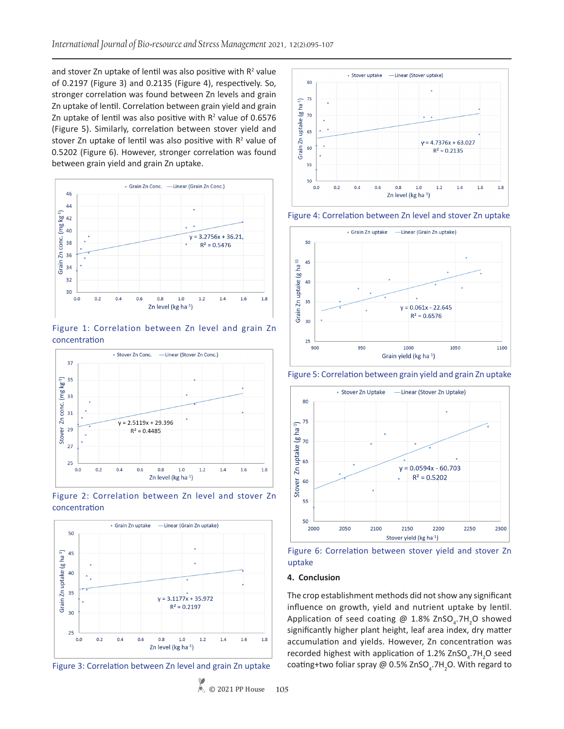and stover Zn uptake of lentil was also positive with $R^2$ value of 0.2197 (Figure 3) and 0.2135 (Figure 4), respectively. So, stronger correlation was found between Zn levels and grain Zn uptake of lentil. Correlation between grain yield and grain Zn uptake of lentil was also positive with $R^2$ value of 0.6576 (Figure 5). Similarly, correlation between stover yield and stover Zn uptake of lentil was also positive with $R^2$ value of 0.5202 (Figure 6). However, stronger correlation was found between grain yield and grain Zn uptake.

Figure 1: Correlation between Zn level and grain Zn concentration

Figure 2: Correlation between Zn level and stover Zn concentration

Figure 3: Correlation between Zn level and grain Zn uptake

Figure 4: Correlation between Zn level and stover Zn uptake

Figure 5: Correlation between grain yield and grain Zn uptake

Figure 6: Correlation between stover yield and stover Zn uptake

## 4. Conclusion

The crop establishment methods did not show any significant influence on growth, yield and nutrient uptake by lentil. Application of seed coating @ 1.8% $ZnSO_4.7H_2O$ showed significantly higher plant height, leaf area index, dry matter accumulation and yields. However, Zn concentration was recorded highest with application of 1.2% $ZnSO_4.7H_2O$ seed coating+two foliar spray @ 0.5% $ZnSO_4.7H_2O$. With regard to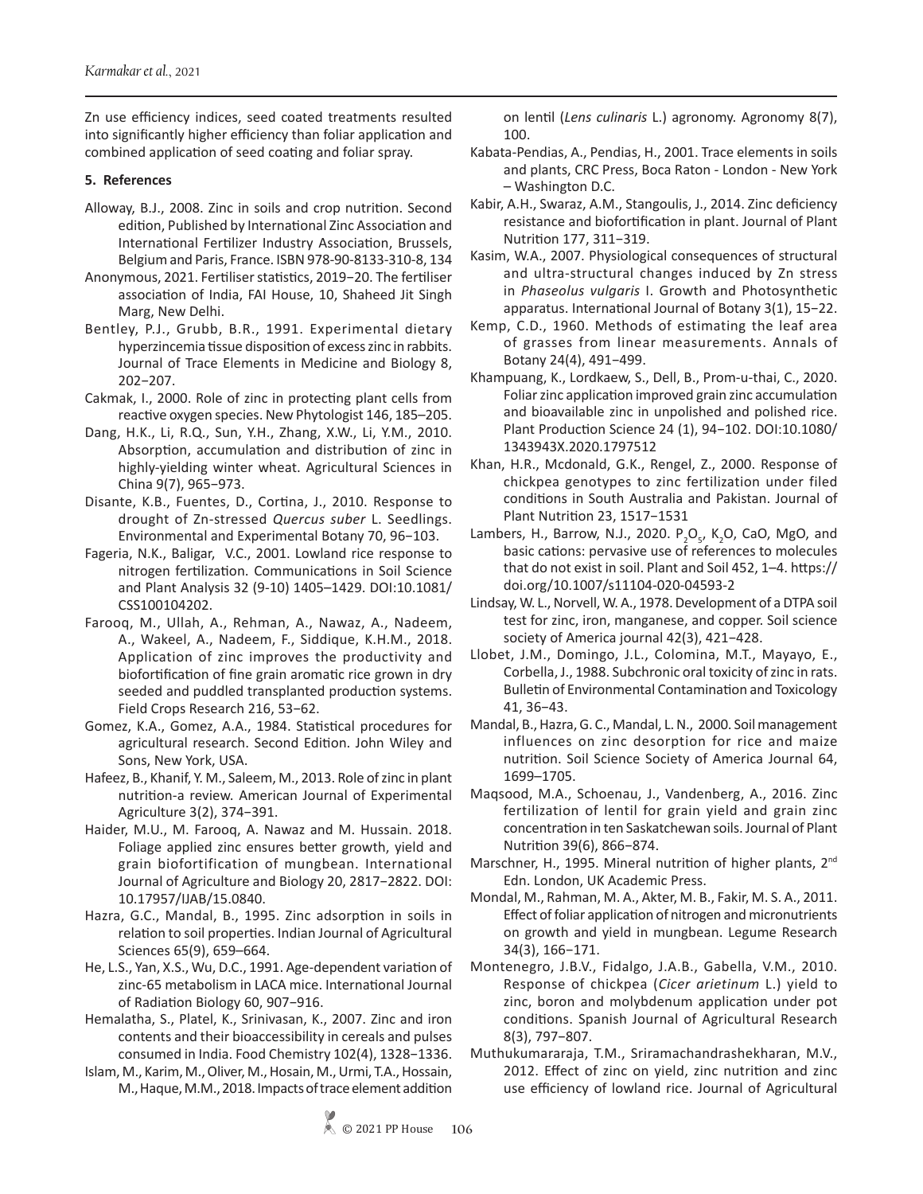Zn use efficiency indices, seed coated treatments resulted into significantly higher efficiency than foliar application and combined application of seed coating and foliar spray.

## 5. References

Alloway, B.J., 2008. Zinc in soils and crop nutrition. Second edition, Published by International Zinc Association and International Fertilizer Industry Association, Brussels, Belgium and Paris, France. ISBN 978-90-8133-310-8, 134

Anonymous, 2021. Fertiliser statistics, 2019−20. The fertiliser association of India, FAI House, 10, Shaheed Jit Singh Marg, New Delhi.

Bentley, P.J., Grubb, B.R., 1991. Experimental dietary hyperzincemia tissue disposition of excess zinc in rabbits. Journal of Trace Elements in Medicine and Biology 8, 202−207.

Cakmak, I., 2000. Role of zinc in protecting plant cells from reactive oxygen species. New Phytologist 146, 185–205.

Dang, H.K., Li, R.Q., Sun, Y.H., Zhang, X.W., Li, Y.M., 2010. Absorption, accumulation and distribution of zinc in highly-yielding winter wheat. Agricultural Sciences in China 9(7), 965−973.

Disante, K.B., Fuentes, D., Cortina, J., 2010. Response to drought of Zn-stressed *Quercus suber* L. Seedlings. Environmental and Experimental Botany 70, 96−103.

Fageria, N.K., Baligar, V.C., 2001. Lowland rice response to nitrogen fertilization. Communications in Soil Science and Plant Analysis 32 (9-10) 1405–1429. DOI:10.1081/CSS100104202.

Farooq, M., Ullah, A., Rehman, A., Nawaz, A., Nadeem, A., Wakeel, A., Nadeem, F., Siddique, K.H.M., 2018. Application of zinc improves the productivity and biofortification of fine grain aromatic rice grown in dry seeded and puddled transplanted production systems. Field Crops Research 216, 53−62.

Gomez, K.A., Gomez, A.A., 1984. Statistical procedures for agricultural research. Second Edition. John Wiley and Sons, New York, USA.

Hafeez, B., Khanif, Y. M., Saleem, M., 2013. Role of zinc in plant nutrition-a review. American Journal of Experimental Agriculture 3(2), 374−391.

Haider, M.U., M. Farooq, A. Nawaz and M. Hussain. 2018. Foliage applied zinc ensures better growth, yield and grain biofortification of mungbean. International Journal of Agriculture and Biology 20, 2817−2822. DOI: 10.17957/IJAB/15.0840.

Hazra, G.C., Mandal, B., 1995. Zinc adsorption in soils in relation to soil properties. Indian Journal of Agricultural Sciences 65(9), 659–664.

He, L.S., Yan, X.S., Wu, D.C., 1991. Age-dependent variation of zinc-65 metabolism in LACA mice. International Journal of Radiation Biology 60, 907−916.

Hemalatha, S., Platel, K., Srinivasan, K., 2007. Zinc and iron contents and their bioaccessibility in cereals and pulses consumed in India. Food Chemistry 102(4), 1328−1336.

Islam, M., Karim, M., Oliver, M., Hosain, M., Urmi, T.A., Hossain, M., Haque, M.M., 2018. Impacts of trace element addition on lentil (*Lens culinaris* L.) agronomy. Agronomy 8(7), 100.

Kabata-Pendias, A., Pendias, H., 2001. Trace elements in soils and plants, CRC Press, Boca Raton - London - New York – Washington D.C.

Kabir, A.H., Swaraz, A.M., Stangoulis, J., 2014. Zinc deficiency resistance and biofortification in plant. Journal of Plant Nutrition 177, 311−319.

Kasim, W.A., 2007. Physiological consequences of structural and ultra-structural changes induced by Zn stress in *Phaseolus vulgaris* I. Growth and Photosynthetic apparatus. International Journal of Botany 3(1), 15−22.

Kemp, C.D., 1960. Methods of estimating the leaf area of grasses from linear measurements. Annals of Botany 24(4), 491−499.

Khampuang, K., Lordkaew, S., Dell, B., Prom-u-thai, C., 2020. Foliar zinc application improved grain zinc accumulation and bioavailable zinc in unpolished and polished rice. Plant Production Science 24 (1), 94−102. DOI:10.1080/1343943X.2020.1797512

Khan, H.R., Mcdonald, G.K., Rengel, Z., 2000. Response of chickpea genotypes to zinc fertilization under filed conditions in South Australia and Pakistan. Journal of Plant Nutrition 23, 1517−1531

Lambers, H., Barrow, N.J., 2020. $P_2O_5$, $K_2O$, CaO, MgO, and basic cations: pervasive use of references to molecules that do not exist in soil. Plant and Soil 452, 1–4. https://doi.org/10.1007/s11104-020-04593-2

Lindsay, W. L., Norvell, W. A., 1978. Development of a DTPA soil test for zinc, iron, manganese, and copper. Soil science society of America journal 42(3), 421–428.

Llobet, J.M., Domingo, J.L., Colomina, M.T., Mayayo, E., Corbella, J., 1988. Subchronic oral toxicity of zinc in rats. Bulletin of Environmental Contamination and Toxicology 41, 36−43.

Mandal, B., Hazra, G. C., Mandal, L. N., 2000. Soil management influences on zinc desorption for rice and maize nutrition. Soil Science Society of America Journal 64, 1699–1705.

Maqsood, M.A., Schoenau, J., Vandenberg, A., 2016. Zinc fertilization of lentil for grain yield and grain zinc concentration in ten Saskatchewan soils. Journal of Plant Nutrition 39(6), 866−874.

Marschner, H., 1995. Mineral nutrition of higher plants, 2nd Edn. London, UK Academic Press.

Mondal, M., Rahman, M. A., Akter, M. B., Fakir, M. S. A., 2011. Effect of foliar application of nitrogen and micronutrients on growth and yield in mungbean. Legume Research 34(3), 166−171.

Montenegro, J.B.V., Fidalgo, J.A.B., Gabella, V.M., 2010. Response of chickpea (*Cicer arietinum* L.) yield to zinc, boron and molybdenum application under pot conditions. Spanish Journal of Agricultural Research 8(3), 797−807.

Muthukumararaja, T.M., Sriramachandrashekharan, M.V., 2012. Effect of zinc on yield, zinc nutrition and zinc use efficiency of lowland rice. Journal of Agricultural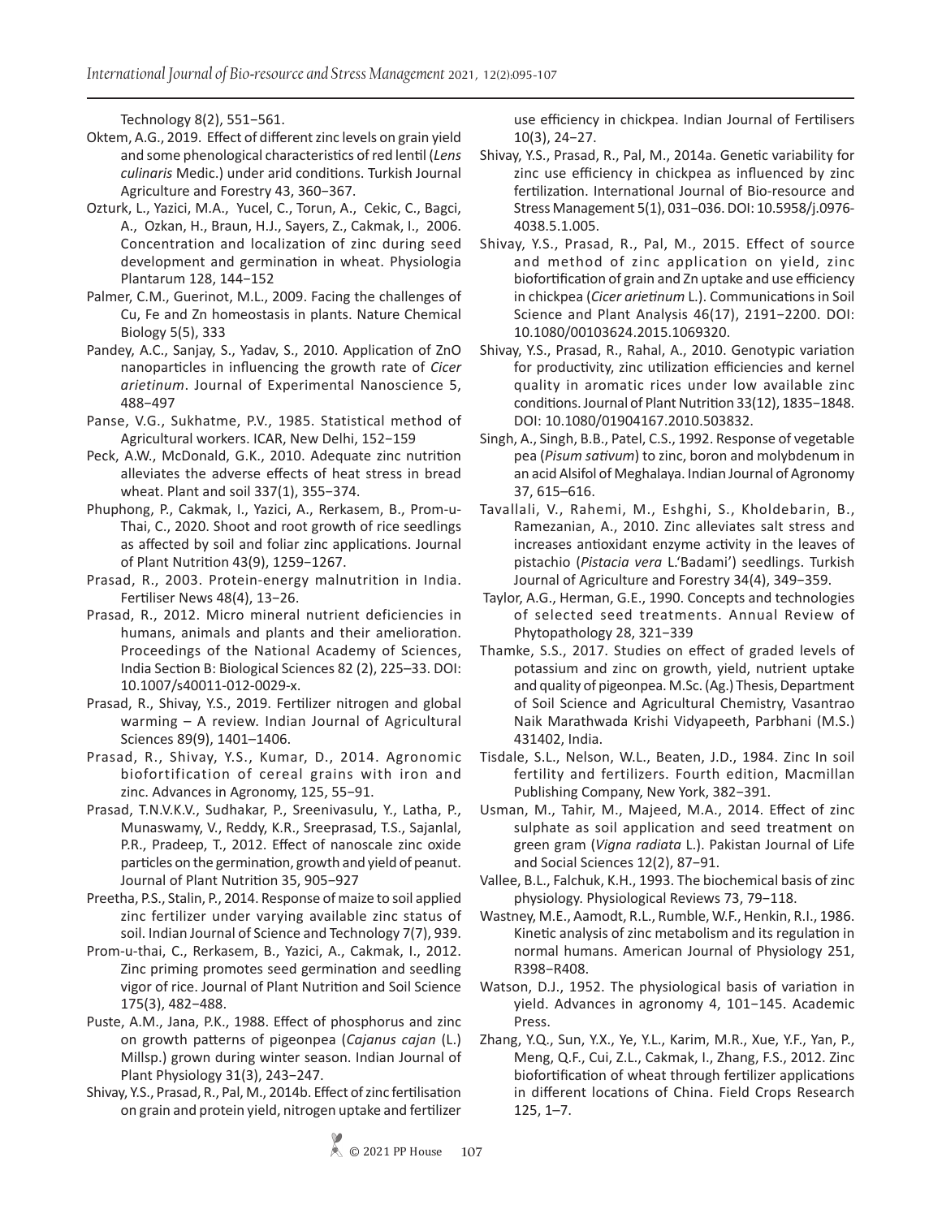Technology 8(2), 551−561.

Oktem, A.G., 2019. Effect of different zinc levels on grain yield and some phenological characteristics of red lentil (*Lens culinaris* Medic.) under arid conditions. Turkish Journal Agriculture and Forestry 43, 360−367.

Ozturk, L., Yazici, M.A., Yucel, C., Torun, A., Cekic, C., Bagci, A., Ozkan, H., Braun, H.J., Sayers, Z., Cakmak, I., 2006. Concentration and localization of zinc during seed development and germination in wheat. Physiologia Plantarum 128, 144−152

Palmer, C.M., Guerinot, M.L., 2009. Facing the challenges of Cu, Fe and Zn homeostasis in plants. Nature Chemical Biology 5(5), 333

Pandey, A.C., Sanjay, S., Yadav, S., 2010. Application of ZnO nanoparticles in influencing the growth rate of *Cicer arietinum*. Journal of Experimental Nanoscience 5, 488−497

Panse, V.G., Sukhatme, P.V., 1985. Statistical method of Agricultural workers. ICAR, New Delhi, 152−159

Peck, A.W., McDonald, G.K., 2010. Adequate zinc nutrition alleviates the adverse effects of heat stress in bread wheat. Plant and soil 337(1), 355−374.

Phuphong, P., Cakmak, I., Yazici, A., Rerkasem, B., Prom-u-Thai, C., 2020. Shoot and root growth of rice seedlings as affected by soil and foliar zinc applications. Journal of Plant Nutrition 43(9), 1259−1267.

Prasad, R., 2003. Protein-energy malnutrition in India. Fertiliser News 48(4), 13−26.

Prasad, R., 2012. Micro mineral nutrient deficiencies in humans, animals and plants and their amelioration. Proceedings of the National Academy of Sciences, India Section B: Biological Sciences 82 (2), 225–33. DOI: 10.1007/s40011-012-0029-x.

Prasad, R., Shivay, Y.S., 2019. Fertilizer nitrogen and global warming – A review. Indian Journal of Agricultural Sciences 89(9), 1401–1406.

Prasad, R., Shivay, Y.S., Kumar, D., 2014. Agronomic biofortification of cereal grains with iron and zinc. Advances in Agronomy, 125, 55−91.

Prasad, T.N.V.K.V., Sudhakar, P., Sreenivasulu, Y., Latha, P., Munaswamy, V., Reddy, K.R., Sreeprasad, T.S., Sajanlal, P.R., Pradeep, T., 2012. Effect of nanoscale zinc oxide particles on the germination, growth and yield of peanut. Journal of Plant Nutrition 35, 905−927

Preetha, P.S., Stalin, P., 2014. Response of maize to soil applied zinc fertilizer under varying available zinc status of soil. Indian Journal of Science and Technology 7(7), 939.

Prom-u-thai, C., Rerkasem, B., Yazici, A., Cakmak, I., 2012. Zinc priming promotes seed germination and seedling vigor of rice. Journal of Plant Nutrition and Soil Science 175(3), 482−488.

Puste, A.M., Jana, P.K., 1988. Effect of phosphorus and zinc on growth patterns of pigeonpea (*Cajanus cajan* (L.) Millsp.) grown during winter season. Indian Journal of Plant Physiology 31(3), 243−247.

Shivay, Y.S., Prasad, R., Pal, M., 2014b. Effect of zinc fertilisation on grain and protein yield, nitrogen uptake and fertilizer use efficiency in chickpea. Indian Journal of Fertilisers 10(3), 24−27.

Shivay, Y.S., Prasad, R., Pal, M., 2014a. Genetic variability for zinc use efficiency in chickpea as influenced by zinc fertilization. International Journal of Bio-resource and Stress Management 5(1), 031−036. DOI: 10.5958/j.0976-4038.5.1.005.

Shivay, Y.S., Prasad, R., Pal, M., 2015. Effect of source and method of zinc application on yield, zinc biofortification of grain and Zn uptake and use efficiency in chickpea (*Cicer arietinum* L.). Communications in Soil Science and Plant Analysis 46(17), 2191−2200. DOI: 10.1080/00103624.2015.1069320.

Shivay, Y.S., Prasad, R., Rahal, A., 2010. Genotypic variation for productivity, zinc utilization efficiencies and kernel quality in aromatic rices under low available zinc conditions. Journal of Plant Nutrition 33(12), 1835−1848. DOI: 10.1080/01904167.2010.503832.

Singh, A., Singh, B.B., Patel, C.S., 1992. Response of vegetable pea (*Pisum sativum*) to zinc, boron and molybdenum in an acid Alsifol of Meghalaya. Indian Journal of Agronomy 37, 615–616.

Tavallali, V., Rahemi, M., Eshghi, S., Kholdebarin, B., Ramezanian, A., 2010. Zinc alleviates salt stress and increases antioxidant enzyme activity in the leaves of pistachio (*Pistacia vera* L.'Badami') seedlings. Turkish Journal of Agriculture and Forestry 34(4), 349−359.

Taylor, A.G., Herman, G.E., 1990. Concepts and technologies of selected seed treatments. Annual Review of Phytopathology 28, 321−339

Thamke, S.S., 2017. Studies on effect of graded levels of potassium and zinc on growth, yield, nutrient uptake and quality of pigeonpea. M.Sc. (Ag.) Thesis, Department of Soil Science and Agricultural Chemistry, Vasantrao Naik Marathwada Krishi Vidyapeeth, Parbhani (M.S.) 431402, India.

Tisdale, S.L., Nelson, W.L., Beaten, J.D., 1984. Zinc In soil fertility and fertilizers. Fourth edition, Macmillan Publishing Company, New York, 382−391.

Usman, M., Tahir, M., Majeed, M.A., 2014. Effect of zinc sulphate as soil application and seed treatment on green gram (*Vigna radiata* L.). Pakistan Journal of Life and Social Sciences 12(2), 87−91.

Vallee, B.L., Falchuk, K.H., 1993. The biochemical basis of zinc physiology. Physiological Reviews 73, 79−118.

Wastney, M.E., Aamodt, R.L., Rumble, W.F., Henkin, R.I., 1986. Kinetic analysis of zinc metabolism and its regulation in normal humans. American Journal of Physiology 251, R398−R408.

Watson, D.J., 1952. The physiological basis of variation in yield. Advances in agronomy 4, 101−145. Academic Press.

Zhang, Y.Q., Sun, Y.X., Ye, Y.L., Karim, M.R., Xue, Y.F., Yan, P., Meng, Q.F., Cui, Z.L., Cakmak, I., Zhang, F.S., 2012. Zinc biofortification of wheat through fertilizer applications in different locations of China. Field Crops Research 125, 1–7.